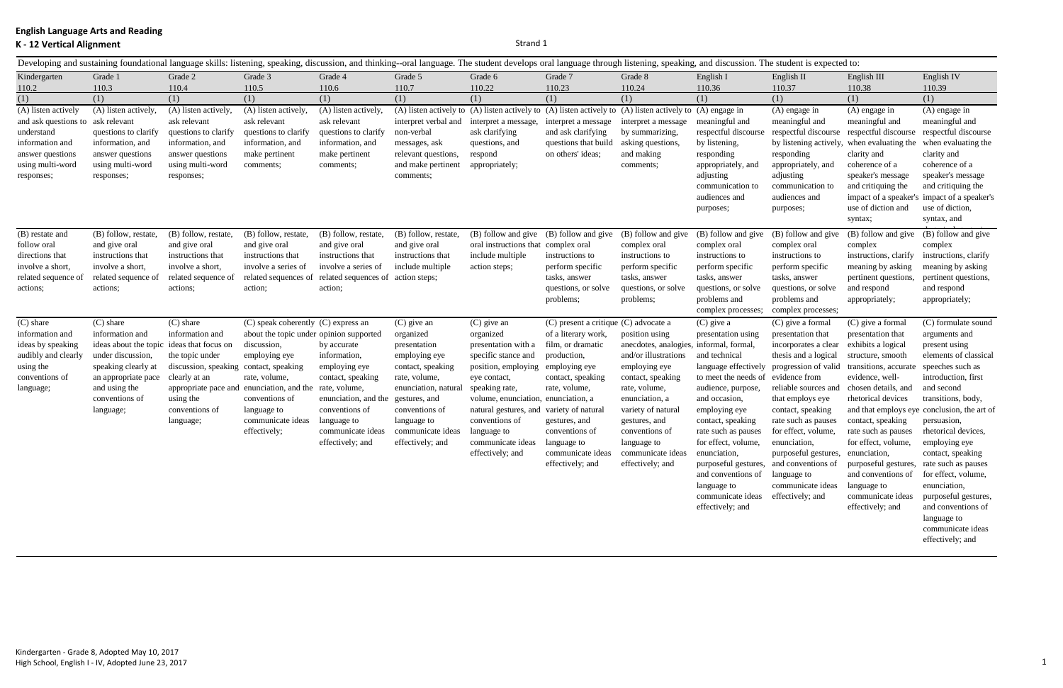# English Language Arts and Reading

## K - 12 Vertical Alignment

Strand 1

Developing and sustaining foundational language skills: listening, speaking, discussion, and thinking--oral language. The student develops oral language through listening, speaking, and discussion. The student is expected to:

| Kindergarten 110.2 | Grade 1 110.3 | Grade 2 110.4 | Grade 3 110.5 | Grade 4 110.6 | Grade 5 110.7 | Grade 6 110.22 | Grade 7 110.23 | Grade 8 110.24 | English I 110.36 | English II 110.37 | English III 110.38 | English IV 110.39 |
|---|---|---|---|---|---|---|---|---|---|---|---|---|
| (1) | (1) | (1) | (1) | (1) | (1) | (1) | (1) | (1) | (1) | (1) | (1) | (1) |
| (A) listen actively and ask questions to understand information and answer questions using multi-word responses; | (A) listen actively, ask relevant questions to clarify information, and answer questions using multi-word responses; | (A) listen actively, ask relevant questions to clarify information, and answer questions using multi-word responses; | (A) listen actively, ask relevant questions to clarify information, and make pertinent comments; | (A) listen actively, ask relevant questions to clarify information, and make pertinent comments; | (A) listen actively to interpret verbal and non-verbal messages, ask relevant questions, and make pertinent comments; | (A) listen actively to interpret a message, ask clarifying questions, and respond appropriately; | (A) listen actively to interpret a message and ask clarifying questions that build on others' ideas; | (A) listen actively to interpret a message by summarizing, asking questions, and making comments; | (A) engage in meaningful and respectful discourse by listening, responding appropriately, and adjusting communication to audiences and purposes; | (A) engage in meaningful and respectful discourse by listening actively, responding appropriately, and adjusting communication to audiences and purposes; | (A) engage in meaningful and respectful discourse when evaluating the clarity and coherence of a speaker's message and critiquing the impact of a speaker's use of diction and syntax; | (A) engage in meaningful and respectful discourse when evaluating the clarity and coherence of a speaker's message and critiquing the impact of a speaker's use of diction, syntax, and |
| (B) restate and follow oral directions that involve a short, related sequence of actions; | (B) follow, restate, and give oral instructions that involve a short, related sequence of actions; | (B) follow, restate, and give oral instructions that involve a short, related sequence of actions; | (B) follow, restate, and give oral instructions that involve a series of related sequences of action; | (B) follow, restate, and give oral instructions that involve a series of related sequences of action; | (B) follow, restate, and give oral instructions that include multiple action steps; | (B) follow and give oral instructions that include multiple action steps; | (B) follow and give complex oral instructions to perform specific tasks, answer questions, or solve problems; | (B) follow and give complex oral instructions to perform specific tasks, answer questions, or solve problems; | (B) follow and give complex oral instructions to perform specific tasks, answer questions, or solve problems and complex processes; | (B) follow and give complex oral instructions to perform specific tasks, answer questions, or solve problems and complex processes; | (B) follow and give complex instructions, clarify meaning by asking pertinent questions, and respond appropriately; | (B) follow and give complex instructions, clarify meaning by asking pertinent questions, and respond appropriately; |
| (C) share information and ideas by speaking audibly and clearly using the conventions of language; | (C) share information and ideas about the topic under discussion, speaking clearly at an appropriate pace and using the conventions of language; | (C) share information and ideas that focus on the topic under discussion, speaking clearly at an appropriate pace and using the conventions of language; | (C) speak coherently about the topic under discussion, employing eye contact, speaking rate, volume, enunciation, and the conventions of language to communicate ideas effectively; | (C) express an opinion supported by accurate information, employing eye contact, speaking rate, volume, enunciation, and the conventions of language to communicate ideas effectively; and | (C) give an organized presentation employing eye contact, speaking rate, volume, enunciation, natural gestures, and conventions of language to communicate ideas effectively; and | (C) give an organized presentation with a specific stance and position, employing eye contact, speaking rate, volume, enunciation, natural gestures, and conventions of language to communicate ideas effectively; and | (C) present a critique of a literary work, film, or dramatic production, employing eye contact, speaking rate, volume, enunciation, a variety of natural gestures, and conventions of language to communicate ideas effectively; and | (C) advocate a position using anecdotes, analogies, and/or illustrations employing eye contact, speaking rate, volume, enunciation, a variety of natural gestures, and conventions of language to communicate ideas effectively; and | (C) give a presentation using informal, formal, and technical language effectively to meet the needs of audience, purpose, and occasion, employing eye contact, speaking rate such as pauses for effect, volume, enunciation, purposeful gestures, and conventions of language to communicate ideas effectively; and | (C) give a formal presentation that incorporates a clear thesis and a logical progression of valid evidence from reliable sources and that employs eye contact, speaking rate such as pauses for effect, volume, enunciation, purposeful gestures, and conventions of language to communicate ideas effectively; and | (C) give a formal presentation that exhibits a logical structure, smooth transitions, accurate evidence, well-chosen details, and rhetorical devices and that employs eye contact, speaking rate such as pauses for effect, volume, enunciation, purposeful gestures, and conventions of language to communicate ideas effectively; and | (C) formulate sound arguments and present using elements of classical speeches such as introduction, first and second transitions, body, conclusion, the art of persuasion, rhetorical devices, employing eye contact, speaking rate such as pauses for effect, volume, enunciation, purposeful gestures, and conventions of language to communicate ideas effectively; and |

Kindergarten - Grade 8, Adopted May 10, 2017
High School, English I - IV, Adopted June 23, 2017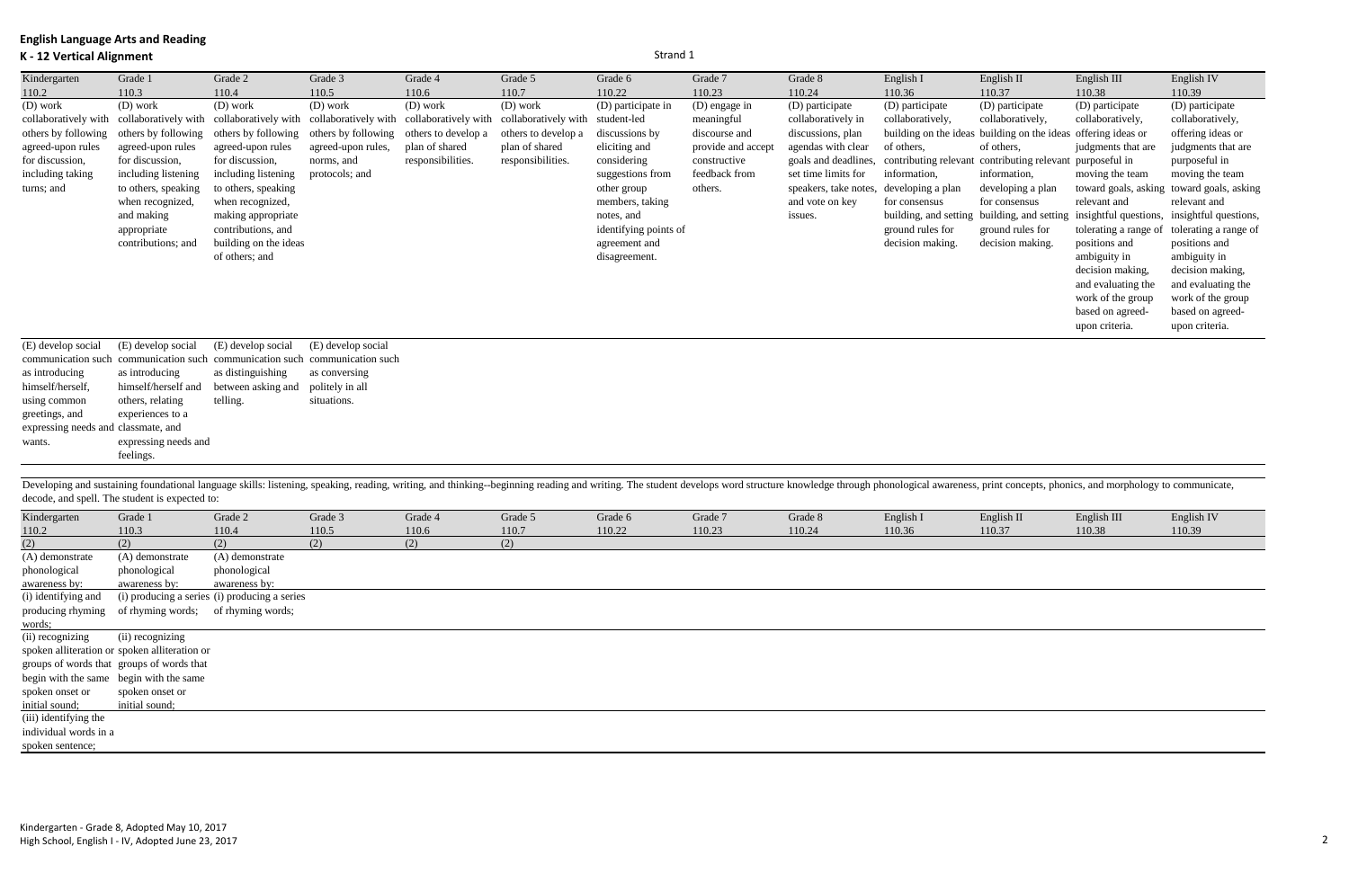# English Language Arts and Reading

## K - 12 Vertical Alignment

Strand 1

| Kindergarten 110.2 | Grade 1 110.3 | Grade 2 110.4 | Grade 3 110.5 | Grade 4 110.6 | Grade 5 110.7 | Grade 6 110.22 | Grade 7 110.23 | Grade 8 110.24 | English I 110.36 | English II 110.37 | English III 110.38 | English IV 110.39 |
|---|---|---|---|---|---|---|---|---|---|---|---|---|
| (D) work collaboratively with others by following agreed-upon rules for discussion, including taking turns; and | (D) work collaboratively with others by following agreed-upon rules for discussion, including listening to others, speaking when recognized, and making appropriate contributions; and | (D) work collaboratively with others by following agreed-upon rules for discussion, including listening to others, speaking when recognized, making appropriate contributions, and building on the ideas of others; and | (D) work collaboratively with others by following agreed-upon rules, norms, and protocols; and | (D) work collaboratively with others to develop a plan of shared responsibilities. | (D) work collaboratively with others to develop a plan of shared responsibilities. | (D) participate in student-led discussions by eliciting and considering suggestions from other group members, taking notes, and identifying points of agreement and disagreement. | (D) engage in meaningful discourse and provide and accept constructive feedback from others. | (D) participate collaboratively in discussions, plan agendas with clear goals and deadlines, set time limits for speakers, take notes, and vote on key issues. | (D) participate collaboratively, building on the ideas of others, contributing relevant information, developing a plan for consensus building, and setting ground rules for decision making. | (D) participate collaboratively, building on the ideas of others, contributing relevant information, developing a plan for consensus building, and setting ground rules for decision making. | (D) participate collaboratively, offering ideas or judgments that are purposeful in moving the team toward goals, asking relevant and insightful questions, tolerating a range of positions and ambiguity in decision making, and evaluating the work of the group based on agreed-upon criteria. | (D) participate collaboratively, offering ideas or judgments that are purposeful in moving the team toward goals, asking relevant and insightful questions, tolerating a range of positions and ambiguity in decision making, and evaluating the work of the group based on agreed-upon criteria. |
| (E) develop social communication such as introducing himself/herself, using common greetings, and expressing needs and wants. | (E) develop social communication such as introducing himself/herself and others, relating experiences to a classmate, and expressing needs and feelings. | (E) develop social communication such as distinguishing between asking and telling. | (E) develop social communication such as conversing politely in all situations. | | | | | | | | | |

Developing and sustaining foundational language skills: listening, speaking, reading, writing, and thinking--beginning reading and writing. The student develops word structure knowledge through phonological awareness, print concepts, phonics, and morphology to communicate, decode, and spell. The student is expected to:

| Kindergarten 110.2 | Grade 1 110.3 | Grade 2 110.4 | Grade 3 110.5 | Grade 4 110.6 | Grade 5 110.7 | Grade 6 110.22 | Grade 7 110.23 | Grade 8 110.24 | English I 110.36 | English II 110.37 | English III 110.38 | English IV 110.39 |
|---|---|---|---|---|---|---|---|---|---|---|---|---|
| (2) | (2) | (2) | (2) | (2) | (2) | | | | | | | |
| (A) demonstrate phonological awareness by: | (A) demonstrate phonological awareness by: | (A) demonstrate phonological awareness by: | | | | | | | | | | |
| (i) identifying and producing rhyming words; | (i) producing a series of rhyming words; | (i) producing a series of rhyming words; | | | | | | | | | | |
| (ii) recognizing spoken alliteration or groups of words that begin with the same spoken onset or initial sound; | (ii) recognizing spoken alliteration or groups of words that begin with the same spoken onset or initial sound; | | | | | | | | | | | |
| (iii) identifying the individual words in a spoken sentence; | | | | | | | | | | | | |

Kindergarten - Grade 8, Adopted May 10, 2017
High School, English I - IV, Adopted June 23, 2017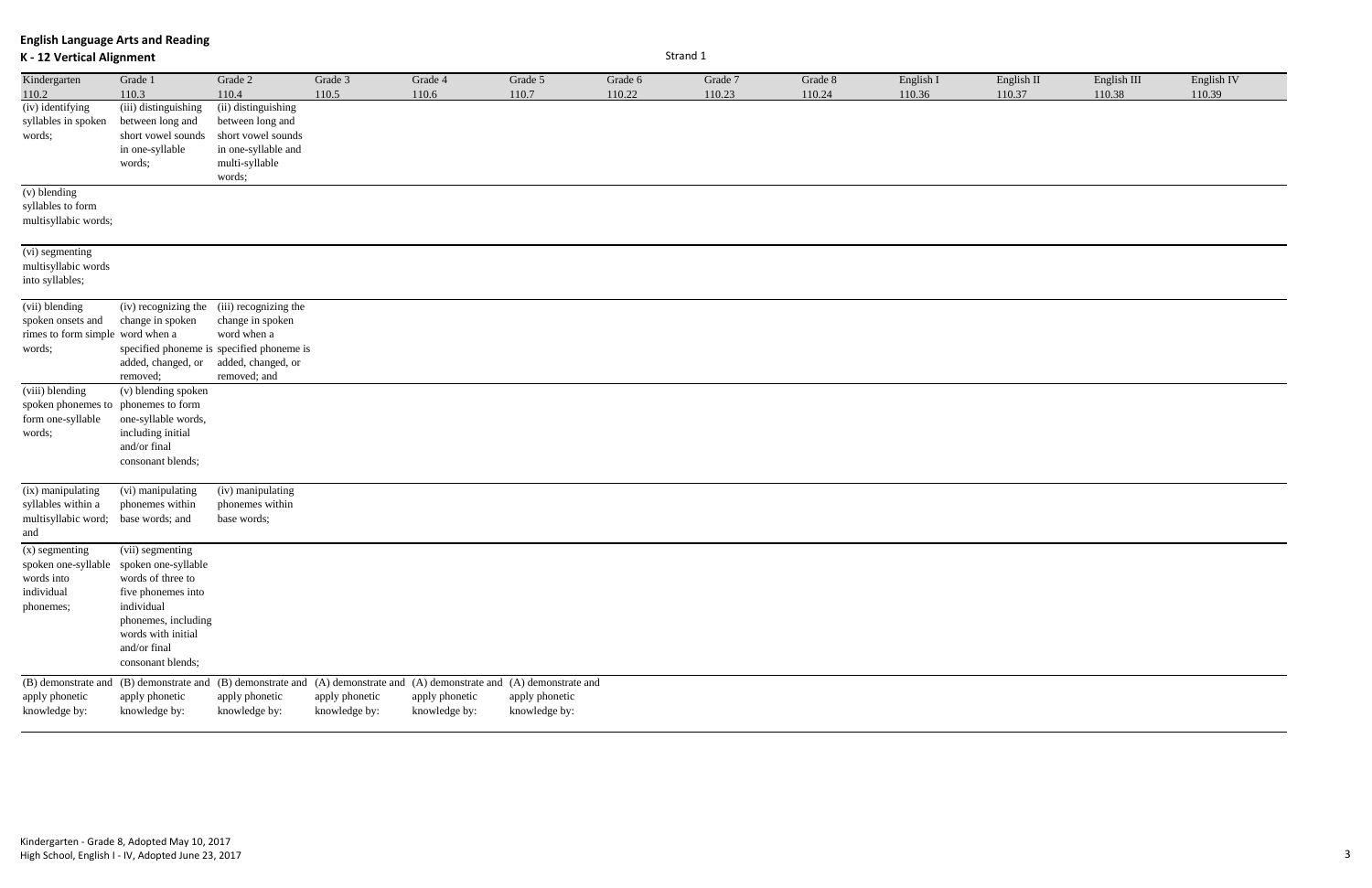# English Language Arts and Reading

## K - 12 Vertical Alignment

Strand 1

| Kindergarten 110.2 | Grade 1 110.3 | Grade 2 110.4 | Grade 3 110.5 | Grade 4 110.6 | Grade 5 110.7 | Grade 6 110.22 | Grade 7 110.23 | Grade 8 110.24 | English I 110.36 | English II 110.37 | English III 110.38 | English IV 110.39 |
|---|---|---|---|---|---|---|---|---|---|---|---|---|
| (iv) identifying syllables in spoken words; | (iii) distinguishing between long and short vowel sounds in one-syllable words; | (ii) distinguishing between long and short vowel sounds in one-syllable and multi-syllable words; | | | | | | | | | | |
| (v) blending syllables to form multisyllabic words; | | | | | | | | | | | | |
| (vi) segmenting multisyllabic words into syllables; | | | | | | | | | | | | |
| (vii) blending spoken onsets and rimes to form simple words; | (iv) recognizing the change in spoken word when a specified phoneme is added, changed, or removed; | (iii) recognizing the change in spoken word when a specified phoneme is added, changed, or removed; and | | | | | | | | | | |
| (viii) blending spoken phonemes to form one-syllable words; | (v) blending spoken phonemes to form one-syllable words, including initial and/or final consonant blends; | | | | | | | | | | | |
| (ix) manipulating syllables within a multisyllabic word; and | (vi) manipulating phonemes within base words; and | (iv) manipulating phonemes within base words; | | | | | | | | | | |
| (x) segmenting spoken one-syllable words into individual phonemes; | (vii) segmenting spoken one-syllable words of three to five phonemes into individual phonemes, including words with initial and/or final consonant blends; | | | | | | | | | | | |
| (B) demonstrate and apply phonetic knowledge by: | (B) demonstrate and apply phonetic knowledge by: | (B) demonstrate and apply phonetic knowledge by: | (A) demonstrate and apply phonetic knowledge by: | (A) demonstrate and apply phonetic knowledge by: | (A) demonstrate and apply phonetic knowledge by: | | | | | | | |

Kindergarten - Grade 8, Adopted May 10, 2017
High School, English I - IV, Adopted June 23, 2017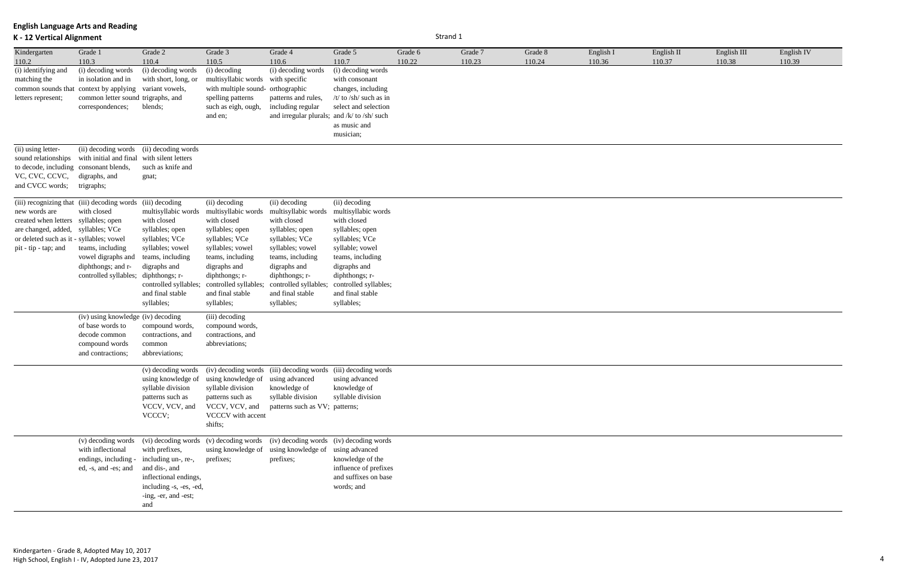# English Language Arts and Reading

## K - 12 Vertical Alignment

Strand 1

| Kindergarten 110.2 | Grade 1 110.3 | Grade 2 110.4 | Grade 3 110.5 | Grade 4 110.6 | Grade 5 110.7 | Grade 6 110.22 | Grade 7 110.23 | Grade 8 110.24 | English I 110.36 | English II 110.37 | English III 110.38 | English IV 110.39 |
|---|---|---|---|---|---|---|---|---|---|---|---|---|
| (i) identifying and matching the common sounds that letters represent; | (i) decoding words in isolation and in context by applying common letter sound correspondences; | (i) decoding words with short, long, or variant vowels, trigraphs, and blends; | (i) decoding multisyllabic words with multiple sound-spelling patterns such as eigh, ough, and en; | (i) decoding words with specific orthographic patterns and rules, including regular and irregular plurals; | (i) decoding words with consonant changes, including /t/ to /sh/ such as in select and selection and /k/ to /sh/ such as music and musician; | | | | | | | |
| (ii) using letter-sound relationships to decode, including VC, CVC, CCVC, and CVCC words; | (ii) decoding words with initial and final consonant blends, digraphs, and trigraphs; | (ii) decoding words with silent letters such as knife and gnat; | | | | | | | | | | |
| (iii) recognizing that new words are created when letters are changed, added, or deleted such as it - pit - tip - tap; and | (iii) decoding words with closed syllables; open syllables; VCe syllables; vowel teams, including vowel digraphs and diphthongs; and r-controlled syllables; | (iii) decoding multisyllabic words with closed syllables; open syllables; VCe syllables; vowel teams, including digraphs and diphthongs; r-controlled syllables; and final stable syllables; | (ii) decoding multisyllabic words with closed syllables; open syllables; VCe syllables; vowel teams, including digraphs and diphthongs; r-controlled syllables; and final stable syllables; | (ii) decoding multisyllabic words with closed syllables; open syllables; VCe syllables; vowel teams, including digraphs and diphthongs; r-controlled syllables; and final stable syllables; | (ii) decoding multisyllabic words with closed syllables; open syllables; VCe syllable; vowel teams, including digraphs and diphthongs; r-controlled syllables; and final stable syllables; | | | | | | | |
| | (iv) using knowledge of base words to decode common compound words and contractions; | (iv) decoding compound words, contractions, and common abbreviations; | (iii) decoding compound words, contractions, and abbreviations; | | | | | | | | | |
| | | (v) decoding words using knowledge of syllable division patterns such as VCCV, VCV, and VCCCV; | (iv) decoding words using knowledge of syllable division patterns such as VCCV, VCV, and VCCCV with accent shifts; | (iii) decoding words using advanced knowledge of syllable division patterns such as VV; | (iii) decoding words using advanced knowledge of syllable division patterns; | | | | | | | |
| | (v) decoding words with inflectional endings, including -ed, -s, and -es; and | (vi) decoding words with prefixes, including un-, re-, and dis-, and inflectional endings, including -s, -es, -ed, -ing, -er, and -est; and | (v) decoding words using knowledge of prefixes; | (iv) decoding words using knowledge of prefixes; | (iv) decoding words using advanced knowledge of the influence of prefixes and suffixes on base words; and | | | | | | | |

Kindergarten - Grade 8, Adopted May 10, 2017
High School, English I - IV, Adopted June 23, 2017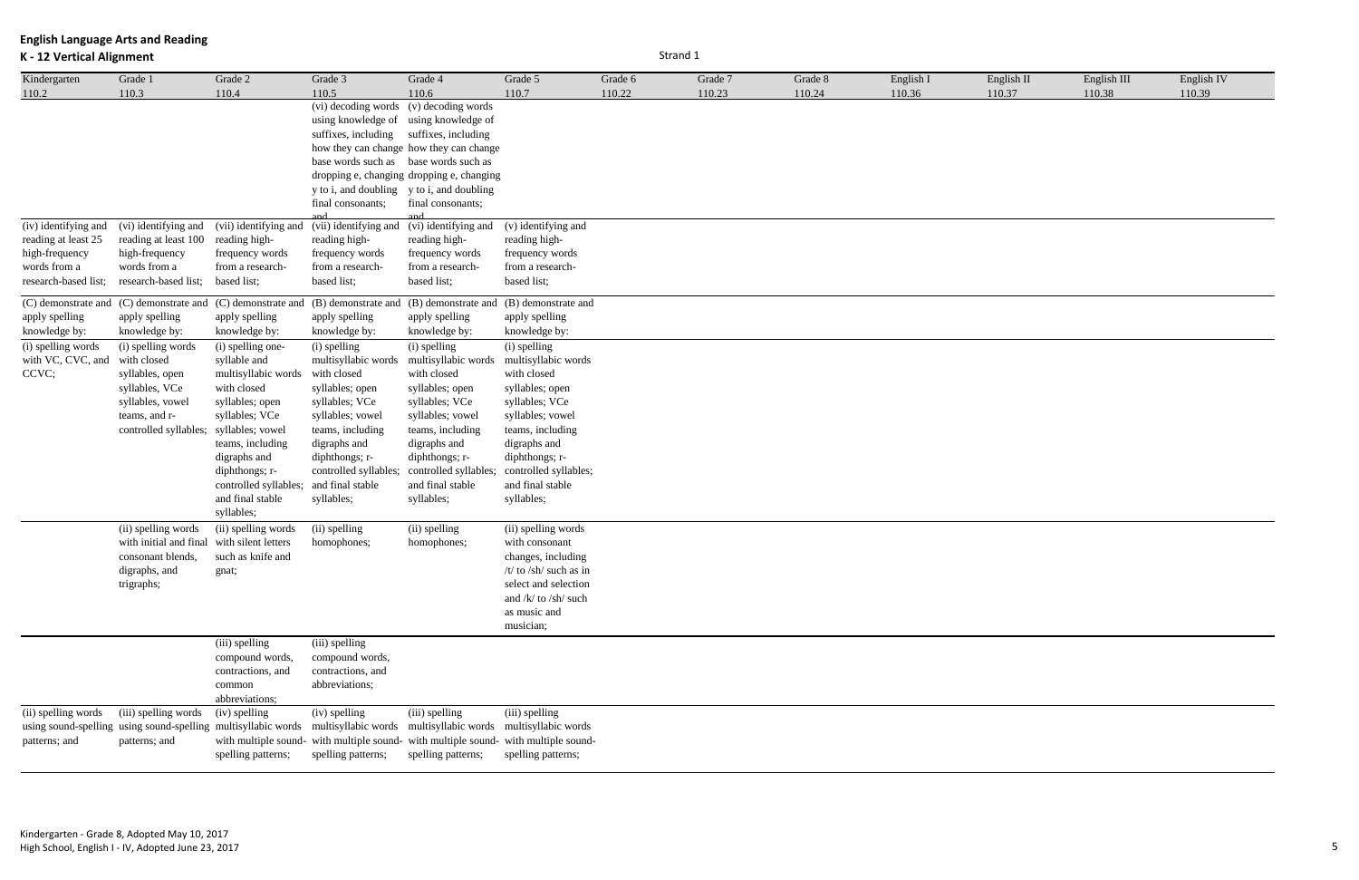**English Language Arts and Reading**
**K - 12 Vertical Alignment**

Strand 1

| Kindergarten 110.2 | Grade 1 110.3 | Grade 2 110.4 | Grade 3 110.5 | Grade 4 110.6 | Grade 5 110.7 | Grade 6 110.22 | Grade 7 110.23 | Grade 8 110.24 | English I 110.36 | English II 110.37 | English III 110.38 | English IV 110.39 |
|---|---|---|---|---|---|---|---|---|---|---|---|---|
| | | | (vi) decoding words using knowledge of suffixes, including how they can change base words such as dropping e, changing y to i, and doubling final consonants; and | (v) decoding words using knowledge of suffixes, including how they can change base words such as dropping e, changing y to i, and doubling final consonants; and | | | | | | | | |
| (iv) identifying and reading at least 25 high-frequency words from a research-based list; | (vi) identifying and reading at least 100 high-frequency words from a research-based list; | (vii) identifying and reading high-frequency words from a research-based list; | (vii) identifying and reading high-frequency words from a research-based list; | (vi) identifying and reading high-frequency words from a research-based list; | (v) identifying and reading high-frequency words from a research-based list; | | | | | | | |
| (C) demonstrate and apply spelling knowledge by: | (C) demonstrate and apply spelling knowledge by: | (C) demonstrate and apply spelling knowledge by: | (B) demonstrate and apply spelling knowledge by: | (B) demonstrate and apply spelling knowledge by: | (B) demonstrate and apply spelling knowledge by: | | | | | | | |
| (i) spelling words with VC, CVC, and CCVC; | (i) spelling words with closed syllables, open syllables, VCe syllables, vowel teams, and r-controlled syllables; | (i) spelling one-syllable and multisyllabic words with closed syllables; open syllables; VCe syllables; vowel teams, including digraphs and diphthongs; r-controlled syllables; and final stable syllables; | (i) spelling multisyllabic words with closed syllables; open syllables; VCe syllables; vowel teams, including digraphs and diphthongs; r-controlled syllables; and final stable syllables; | (i) spelling multisyllabic words with closed syllables; open syllables; VCe syllables; vowel teams, including digraphs and diphthongs; r-controlled syllables; and final stable syllables; | (i) spelling multisyllabic words with closed syllables; open syllables; VCe syllables; vowel teams, including digraphs and diphthongs; r-controlled syllables; and final stable syllables; | | | | | | | |
| | (ii) spelling words with initial and final consonant blends, digraphs, and trigraphs; | (ii) spelling words with silent letters such as knife and gnat; | (ii) spelling homophones; | (ii) spelling homophones; | (ii) spelling words with consonant changes, including /t/ to /sh/ such as in select and selection and /k/ to /sh/ such as music and musician; | | | | | | | |
| | | (iii) spelling compound words, contractions, and common abbreviations; | (iii) spelling compound words, contractions, and abbreviations; | | | | | | | | | |
| (ii) spelling words using sound-spelling patterns; and | (iii) spelling words using sound-spelling patterns; and | (iv) spelling multisyllabic words with multiple sound-spelling patterns; | (iv) spelling multisyllabic words with multiple sound-spelling patterns; | (iii) spelling multisyllabic words with multiple sound-spelling patterns; | (iii) spelling multisyllabic words with multiple sound-spelling patterns; | | | | | | | |

Kindergarten - Grade 8, Adopted May 10, 2017
High School, English I - IV, Adopted June 23, 2017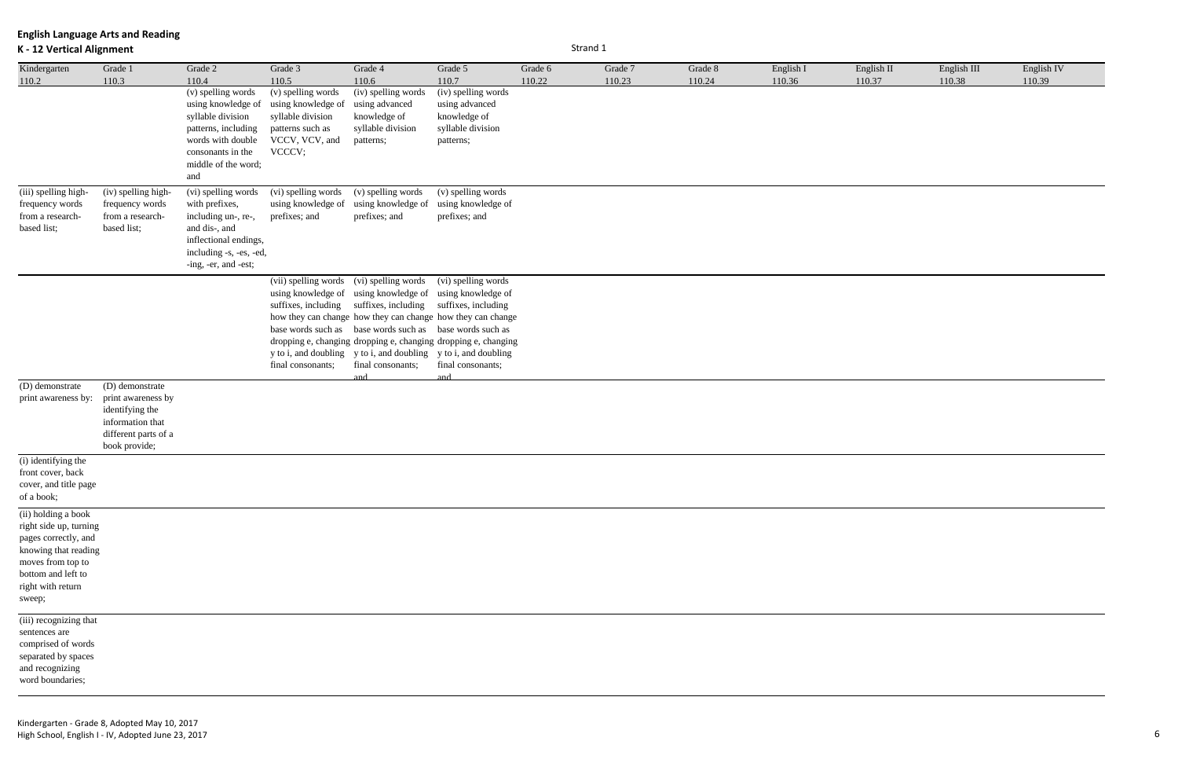**English Language Arts and Reading**
**K - 12 Vertical Alignment**

Strand 1

| Kindergarten 110.2 | Grade 1 110.3 | Grade 2 110.4 | Grade 3 110.5 | Grade 4 110.6 | Grade 5 110.7 | Grade 6 110.22 | Grade 7 110.23 | Grade 8 110.24 | English I 110.36 | English II 110.37 | English III 110.38 | English IV 110.39 |
|---|---|---|---|---|---|---|---|---|---|---|---|---|
| | | (v) spelling words using knowledge of syllable division patterns, including words with double consonants in the middle of the word; and | (v) spelling words using knowledge of syllable division patterns such as VCCV, VCV, and VCCCV; | (iv) spelling words using advanced knowledge of syllable division patterns; | (iv) spelling words using advanced knowledge of syllable division patterns; | | | | | | | |
| (iii) spelling high-frequency words from a research-based list; | (iv) spelling high-frequency words from a research-based list; | (vi) spelling words with prefixes, including un-, re-, and dis-, and inflectional endings, including -s, -es, -ed, -ing, -er, and -est; | (vi) spelling words using knowledge of prefixes; and | (v) spelling words using knowledge of prefixes; and | (v) spelling words using knowledge of prefixes; and | | | | | | | |
| | | | (vii) spelling words using knowledge of suffixes, including how they can change base words such as dropping e, changing y to i, and doubling final consonants; | (vi) spelling words using knowledge of suffixes, including how they can change base words such as dropping e, changing y to i, and doubling final consonants; and | (vi) spelling words using knowledge of suffixes, including how they can change base words such as dropping e, changing y to i, and doubling final consonants; and | | | | | | | |
| (D) demonstrate print awareness by: | (D) demonstrate print awareness by identifying the information that different parts of a book provide; | | | | | | | | | | | |
| (i) identifying the front cover, back cover, and title page of a book; | | | | | | | | | | | | |
| (ii) holding a book right side up, turning pages correctly, and knowing that reading moves from top to bottom and left to right with return sweep; | | | | | | | | | | | | |
| (iii) recognizing that sentences are comprised of words separated by spaces and recognizing word boundaries; | | | | | | | | | | | | |

Kindergarten - Grade 8, Adopted May 10, 2017
High School, English I - IV, Adopted June 23, 2017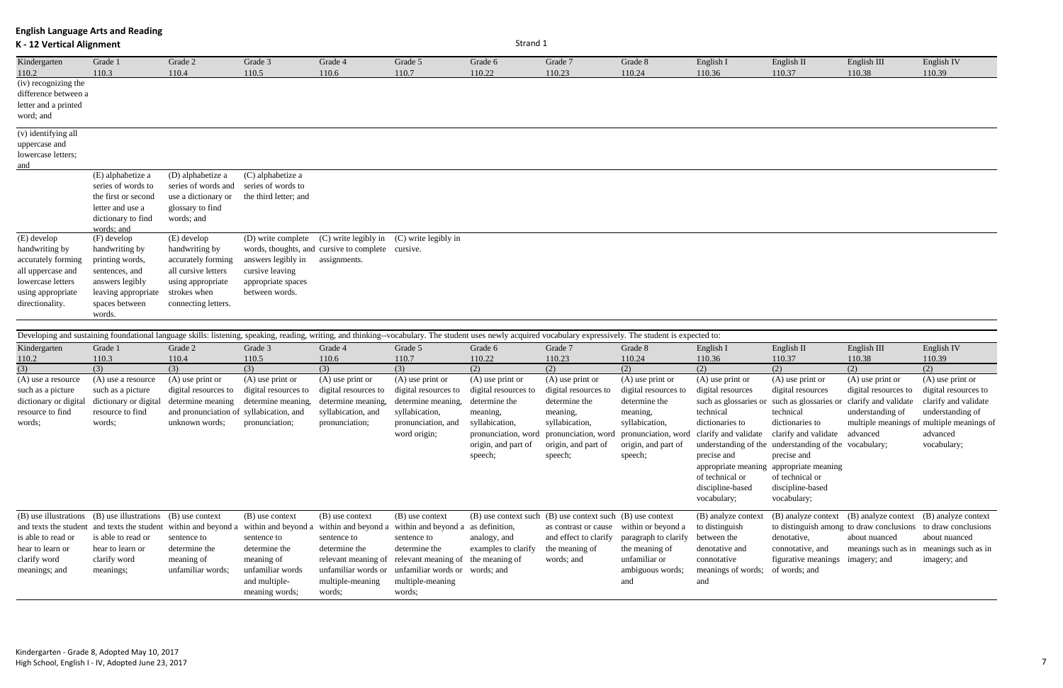# English Language Arts and Reading

## K - 12 Vertical Alignment

Strand 1

| Kindergarten 110.2 | Grade 1 110.3 | Grade 2 110.4 | Grade 3 110.5 | Grade 4 110.6 | Grade 5 110.7 | Grade 6 110.22 | Grade 7 110.23 | Grade 8 110.24 | English I 110.36 | English II 110.37 | English III 110.38 | English IV 110.39 |
|---|---|---|---|---|---|---|---|---|---|---|---|---|
| (iv) recognizing the difference between a letter and a printed word; and | | | | | | | | | | | | |
| (v) identifying all uppercase and lowercase letters; and | | | | | | | | | | | | |
| | (E) alphabetize a series of words to the first or second letter and use a dictionary to find words; and | (D) alphabetize a series of words and use a dictionary or glossary to find words; and | (C) alphabetize a series of words to the third letter; and | | | | | | | | | |
| (E) develop handwriting by accurately forming all uppercase and lowercase letters using appropriate directionality. | (F) develop handwriting by printing words, sentences, and answers legibly leaving appropriate spaces between words. | (E) develop handwriting by accurately forming all cursive letters using appropriate strokes when connecting letters. | (D) write complete words, thoughts, and answers legibly in cursive leaving appropriate spaces between words. | (C) write legibly in cursive to complete assignments. | (C) write legibly in cursive. | | | | | | | |

Developing and sustaining foundational language skills: listening, speaking, reading, writing, and thinking--vocabulary. The student uses newly acquired vocabulary expressively. The student is expected to:

| Kindergarten 110.2 | Grade 1 110.3 | Grade 2 110.4 | Grade 3 110.5 | Grade 4 110.6 | Grade 5 110.7 | Grade 6 110.22 | Grade 7 110.23 | Grade 8 110.24 | English I 110.36 | English II 110.37 | English III 110.38 | English IV 110.39 |
|---|---|---|---|---|---|---|---|---|---|---|---|---|
| (3) | (3) | (3) | (3) | (3) | (3) | (2) | (2) | (2) | (2) | (2) | (2) | (2) |
| (A) use a resource such as a picture dictionary or digital resource to find words; | (A) use a resource such as a picture dictionary or digital resource to find words; | (A) use print or digital resources to determine meaning and pronunciation of unknown words; | (A) use print or digital resources to determine meaning, syllabication, and pronunciation; | (A) use print or digital resources to determine meaning, syllabication, and pronunciation; | (A) use print or digital resources to determine meaning, syllabication, pronunciation, and word origin; | (A) use print or digital resources to determine the meaning, syllabication, pronunciation, word origin, and part of speech; | (A) use print or digital resources to determine the meaning, syllabication, pronunciation, word origin, and part of speech; | (A) use print or digital resources to determine the meaning, syllabication, pronunciation, word origin, and part of speech; | (A) use print or digital resources such as glossaries or technical dictionaries to clarify and validate understanding of the precise and appropriate meaning of technical or discipline-based vocabulary; | (A) use print or digital resources such as glossaries or technical dictionaries to clarify and validate understanding of the precise and appropriate meaning of technical or discipline-based vocabulary; | (A) use print or digital resources to clarify and validate understanding of multiple meanings of advanced vocabulary; | (A) use print or digital resources to clarify and validate understanding of multiple meanings of advanced vocabulary; |
| (B) use illustrations and texts the student is able to read or hear to learn or clarify word meanings; and | (B) use illustrations and texts the student is able to read or hear to learn or clarify word meanings; | (B) use context within and beyond a sentence to determine the meaning of unfamiliar words; | (B) use context within and beyond a sentence to determine the meaning of unfamiliar words and multiple-meaning words; | (B) use context within and beyond a sentence to determine the relevant meaning of unfamiliar words or multiple-meaning words; | (B) use context within and beyond a sentence to determine the relevant meaning of unfamiliar words or multiple-meaning words; | (B) use context such as definition, analogy, and examples to clarify the meaning of words; and | (B) use context such as contrast or cause and effect to clarify the meaning of words; and | (B) use context within or beyond a paragraph to clarify the meaning of unfamiliar or ambiguous words; and | (B) analyze context to distinguish between the denotative and connotative meanings of words; and | (B) analyze context to distinguish among denotative, connotative, and figurative meanings of words; and | (B) analyze context to draw conclusions about nuanced meanings such as in imagery; and | (B) analyze context to draw conclusions about nuanced meanings such as in imagery; and |

Kindergarten - Grade 8, Adopted May 10, 2017
High School, English I - IV, Adopted June 23, 2017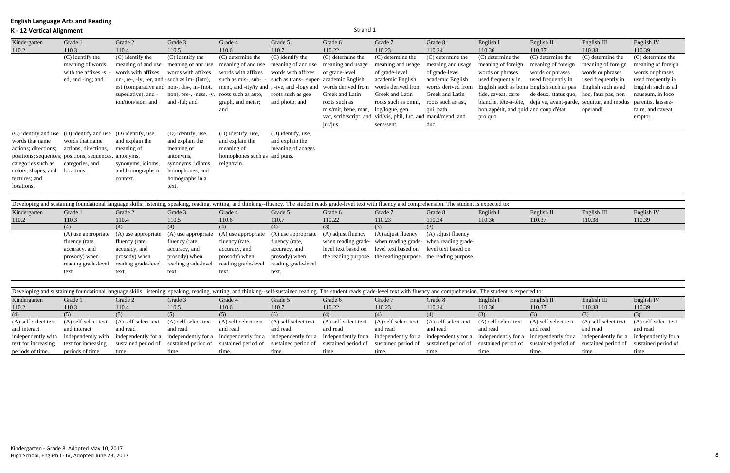## English Language Arts and Reading
### K - 12 Vertical Alignment

Strand 1

| Kindergarten 110.2 | Grade 1 110.3 | Grade 2 110.4 | Grade 3 110.5 | Grade 4 110.6 | Grade 5 110.7 | Grade 6 110.22 | Grade 7 110.23 | Grade 8 110.24 | English I 110.36 | English II 110.37 | English III 110.38 | English IV 110.39 |
|---|---|---|---|---|---|---|---|---|---|---|---|---|
| | (C) identify the meaning of words with the affixes -s, -ed, and -ing; and | (C) identify the meaning of and use words with affixes un-, re-, -ly, -er, and -est (comparative and superlative), and -ion/tion/sion; and | (C) identify the meaning of and use words with affixes such as im- (into), non-, dis-, in- (not, non), pre-, -ness, -y, and -ful; and | (C) determine the meaning of and use words with affixes such as mis-, sub-, -ment, and -ity/ty and roots such as auto, graph, and meter; and | (C) identify the meaning of and use words with affixes such as trans-, super-, -ive, and -logy and roots such as geo and photo; and | (C) determine the meaning and usage of grade-level academic English words derived from Greek and Latin roots such as mis/mit, bene, man, vac, scrib/script, and jur/jus. | (C) determine the meaning and usage of grade-level academic English words derived from Greek and Latin roots such as omni, log/logue, gen, vid/vis, phil, luc, and sens/sent. | (C) determine the meaning and usage of grade-level academic English words derived from Greek and Latin roots such as ast, qui, path, mand/mend, and duc. | (C) determine the meaning of foreign words or phrases used frequently in English such as bona fide, caveat, carte blanche, tête-à-tête, bon appétit, and quid pro quo. | (C) determine the meaning of foreign words or phrases used frequently in English such as pas de deux, status quo, déjà vu, avant-garde, and coup d'état. | (C) determine the meaning of foreign words or phrases used frequently in English such as ad hoc, faux pas, non sequitur, and modus operandi. | (C) determine the meaning of foreign words or phrases used frequently in English such as ad nauseam, in loco parentis, laissez-faire, and caveat emptor. |
| (C) identify and use words that name actions; directions; positions; sequences; categories such as colors, shapes, and textures; and locations. | (D) identify and use words that name actions, directions, positions, sequences, categories, and locations. | (D) identify, use, and explain the meaning of antonyms, synonyms, idioms, and homographs in context. | (D) identify, use, and explain the meaning of antonyms, synonyms, idioms, homophones, and homographs in a text. | (D) identify, use, and explain the meaning of homophones such as reign/rain. | (D) identify, use, and explain the meaning of adages and puns. | | | | | | | |

Developing and sustaining foundational language skills: listening, speaking, reading, writing, and thinking--fluency. The student reads grade-level text with fluency and comprehension. The student is expected to:

| Kindergarten 110.2 | Grade 1 110.3 | Grade 2 110.4 | Grade 3 110.5 | Grade 4 110.6 | Grade 5 110.7 | Grade 6 110.22 | Grade 7 110.23 | Grade 8 110.24 | English I 110.36 | English II 110.37 | English III 110.38 | English IV 110.39 |
|---|---|---|---|---|---|---|---|---|---|---|---|---|
| | (4) | (4) | (4) | (4) | (4) | (3) | (3) | (3) | | | | |
| | (A) use appropriate fluency (rate, accuracy, and prosody) when reading grade-level text. | (A) use appropriate fluency (rate, accuracy, and prosody) when reading grade-level text. | (A) use appropriate fluency (rate, accuracy, and prosody) when reading grade-level text. | (A) use appropriate fluency (rate, accuracy, and prosody) when reading grade-level text. | (A) use appropriate fluency (rate, accuracy, and prosody) when reading grade-level text. | (A) adjust fluency when reading grade-level text based on the reading purpose. | (A) adjust fluency when reading grade-level text based on the reading purpose. | (A) adjust fluency when reading grade-level text based on the reading purpose. | | | | |

Developing and sustaining foundational language skills: listening, speaking, reading, writing, and thinking--self-sustained reading. The student reads grade-level text with fluency and comprehension. The student is expected to:

| Kindergarten 110.2 | Grade 1 110.3 | Grade 2 110.4 | Grade 3 110.5 | Grade 4 110.6 | Grade 5 110.7 | Grade 6 110.22 | Grade 7 110.23 | Grade 8 110.24 | English I 110.36 | English II 110.37 | English III 110.38 | English IV 110.39 |
|---|---|---|---|---|---|---|---|---|---|---|---|---|
| (4) | (5) | (5) | (5) | (5) | (5) | (4) | (4) | (4) | (3) | (3) | (3) | (3) |
| (A) self-select text and interact independently with text for increasing periods of time. | (A) self-select text and interact independently with text for increasing periods of time. | (A) self-select text and read independently for a sustained period of time. | (A) self-select text and read independently for a sustained period of time. | (A) self-select text and read independently for a sustained period of time. | (A) self-select text and read independently for a sustained period of time. | (A) self-select text and read independently for a sustained period of time. | (A) self-select text and read independently for a sustained period of time. | (A) self-select text and read independently for a sustained period of time. | (A) self-select text and read independently for a sustained period of time. | (A) self-select text and read independently for a sustained period of time. | (A) self-select text and read independently for a sustained period of time. | (A) self-select text and read independently for a sustained period of time. |

Kindergarten - Grade 8, Adopted May 10, 2017
High School, English I - IV, Adopted June 23, 2017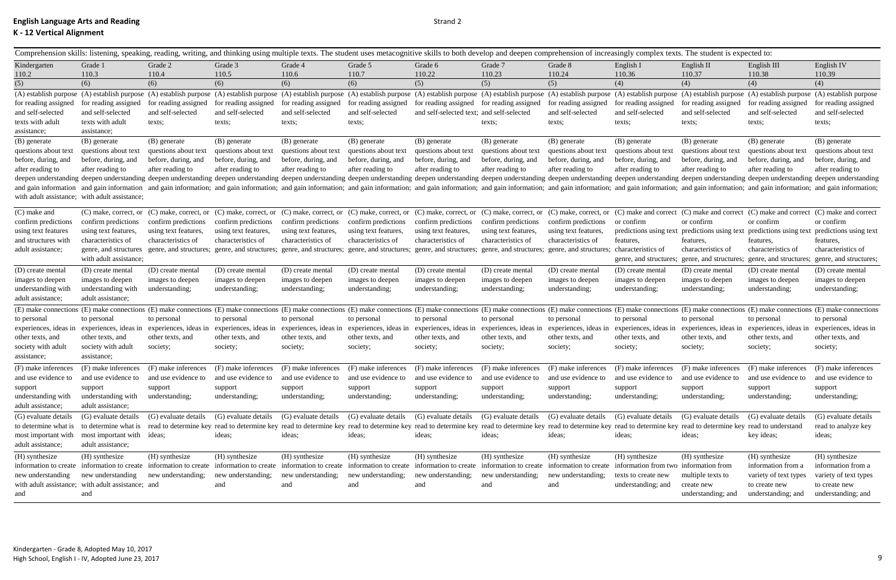**English Language Arts and Reading**
**K - 12 Vertical Alignment**

Strand 2

Comprehension skills: listening, speaking, reading, writing, and thinking using multiple texts. The student uses metacognitive skills to both develop and deepen comprehension of increasingly complex texts. The student is expected to:

| Kindergarten 110.2 (5) | Grade 1 110.3 (6) | Grade 2 110.4 (6) | Grade 3 110.5 (6) | Grade 4 110.6 (6) | Grade 5 110.7 (6) | Grade 6 110.22 (5) | Grade 7 110.23 (5) | Grade 8 110.24 (5) | English I 110.36 (4) | English II 110.37 (4) | English III 110.38 (4) | English IV 110.39 (4) |
|---|---|---|---|---|---|---|---|---|---|---|---|---|
| (A) establish purpose for reading assigned and self-selected texts with adult assistance; | (A) establish purpose for reading assigned and self-selected texts with adult assistance; | (A) establish purpose for reading assigned and self-selected texts; | (A) establish purpose for reading assigned and self-selected texts; | (A) establish purpose for reading assigned and self-selected texts; | (A) establish purpose for reading assigned and self-selected texts; | (A) establish purpose for reading assigned and self-selected text; | (A) establish purpose for reading assigned and self-selected texts; | (A) establish purpose for reading assigned and self-selected texts; | (A) establish purpose for reading assigned and self-selected texts; | (A) establish purpose for reading assigned and self-selected texts; | (A) establish purpose for reading assigned and self-selected texts; | (A) establish purpose for reading assigned and self-selected texts; |
| (B) generate questions about text before, during, and after reading to deepen understanding and gain information with adult assistance; | (B) generate questions about text before, during, and after reading to deepen understanding and gain information with adult assistance; | (B) generate questions about text before, during, and after reading to deepen understanding and gain information; | (B) generate questions about text before, during, and after reading to deepen understanding and gain information; | (B) generate questions about text before, during, and after reading to deepen understanding and gain information; | (B) generate questions about text before, during, and after reading to deepen understanding and gain information; | (B) generate questions about text before, during, and after reading to deepen understanding and gain information; | (B) generate questions about text before, during, and after reading to deepen understanding and gain information; | (B) generate questions about text before, during, and after reading to deepen understanding and gain information; | (B) generate questions about text before, during, and after reading to deepen understanding and gain information; | (B) generate questions about text before, during, and after reading to deepen understanding and gain information; | (B) generate questions about text before, during, and after reading to deepen understanding and gain information; | (B) generate questions about text before, during, and after reading to deepen understanding and gain information; |
| (C) make and confirm predictions using text features and structures with adult assistance; | (C) make, correct, or confirm predictions using text features, characteristics of genre, and structures with adult assistance; | (C) make, correct, or confirm predictions using text features, characteristics of genre, and structures; | (C) make, correct, or confirm predictions using text features, characteristics of genre, and structures; | (C) make, correct, or confirm predictions using text features, characteristics of genre, and structures; | (C) make, correct, or confirm predictions using text features, characteristics of genre, and structures; | (C) make, correct, or confirm predictions using text features, characteristics of genre, and structures; | (C) make, correct, or confirm predictions using text features, characteristics of genre, and structures; | (C) make, correct, or confirm predictions using text features, characteristics of genre, and structures; | (C) make and correct or confirm predictions using text features, characteristics of genre, and structures; | (C) make and correct or confirm predictions using text features, characteristics of genre, and structures; | (C) make and correct or confirm predictions using text features, characteristics of genre, and structures; | (C) make and correct or confirm predictions using text features, characteristics of genre, and structures; |
| (D) create mental images to deepen understanding with adult assistance; | (D) create mental images to deepen understanding with adult assistance; | (D) create mental images to deepen understanding; | (D) create mental images to deepen understanding; | (D) create mental images to deepen understanding; | (D) create mental images to deepen understanding; | (D) create mental images to deepen understanding; | (D) create mental images to deepen understanding; | (D) create mental images to deepen understanding; | (D) create mental images to deepen understanding; | (D) create mental images to deepen understanding; | (D) create mental images to deepen understanding; | (D) create mental images to deepen understanding; |
| (E) make connections to personal experiences, ideas in other texts, and society with adult assistance; | (E) make connections to personal experiences, ideas in other texts, and society with adult assistance; | (E) make connections to personal experiences, ideas in other texts, and society; | (E) make connections to personal experiences, ideas in other texts, and society; | (E) make connections to personal experiences, ideas in other texts, and society; | (E) make connections to personal experiences, ideas in other texts, and society; | (E) make connections to personal experiences, ideas in other texts, and society; | (E) make connections to personal experiences, ideas in other texts, and society; | (E) make connections to personal experiences, ideas in other texts, and society; | (E) make connections to personal experiences, ideas in other texts, and society; | (E) make connections to personal experiences, ideas in other texts, and society; | (E) make connections to personal experiences, ideas in other texts, and society; | (E) make connections to personal experiences, ideas in other texts, and society; |
| (F) make inferences and use evidence to support understanding with adult assistance; | (F) make inferences and use evidence to support understanding with adult assistance; | (F) make inferences and use evidence to support understanding; | (F) make inferences and use evidence to support understanding; | (F) make inferences and use evidence to support understanding; | (F) make inferences and use evidence to support understanding; | (F) make inferences and use evidence to support understanding; | (F) make inferences and use evidence to support understanding; | (F) make inferences and use evidence to support understanding; | (F) make inferences and use evidence to support understanding; | (F) make inferences and use evidence to support understanding; | (F) make inferences and use evidence to support understanding; | (F) make inferences and use evidence to support understanding; |
| (G) evaluate details to determine what is most important with adult assistance; | (G) evaluate details to determine what is most important with adult assistance; | (G) evaluate details read to determine key ideas; | (G) evaluate details read to determine key ideas; | (G) evaluate details read to determine key ideas; | (G) evaluate details read to determine key ideas; | (G) evaluate details read to determine key ideas; | (G) evaluate details read to determine key ideas; | (G) evaluate details read to determine key ideas; | (G) evaluate details read to determine key ideas; | (G) evaluate details read to determine key ideas; | (G) evaluate details read to understand key ideas; | (G) evaluate details read to analyze key ideas; |
| (H) synthesize information to create new understanding with adult assistance; and | (H) synthesize information to create new understanding with adult assistance; and | (H) synthesize information to create new understanding; and | (H) synthesize information to create new understanding; and | (H) synthesize information to create new understanding; and | (H) synthesize information to create new understanding; and | (H) synthesize information to create new understanding; and | (H) synthesize information to create new understanding; and | (H) synthesize information to create new understanding; and | (H) synthesize information from two texts to create new understanding; and | (H) synthesize information from multiple texts to create new understanding; and | (H) synthesize information from a variety of text types to create new understanding; and | (H) synthesize information from a variety of text types to create new understanding; and |

Kindergarten - Grade 8, Adopted May 10, 2017
High School, English I - IV, Adopted June 23, 2017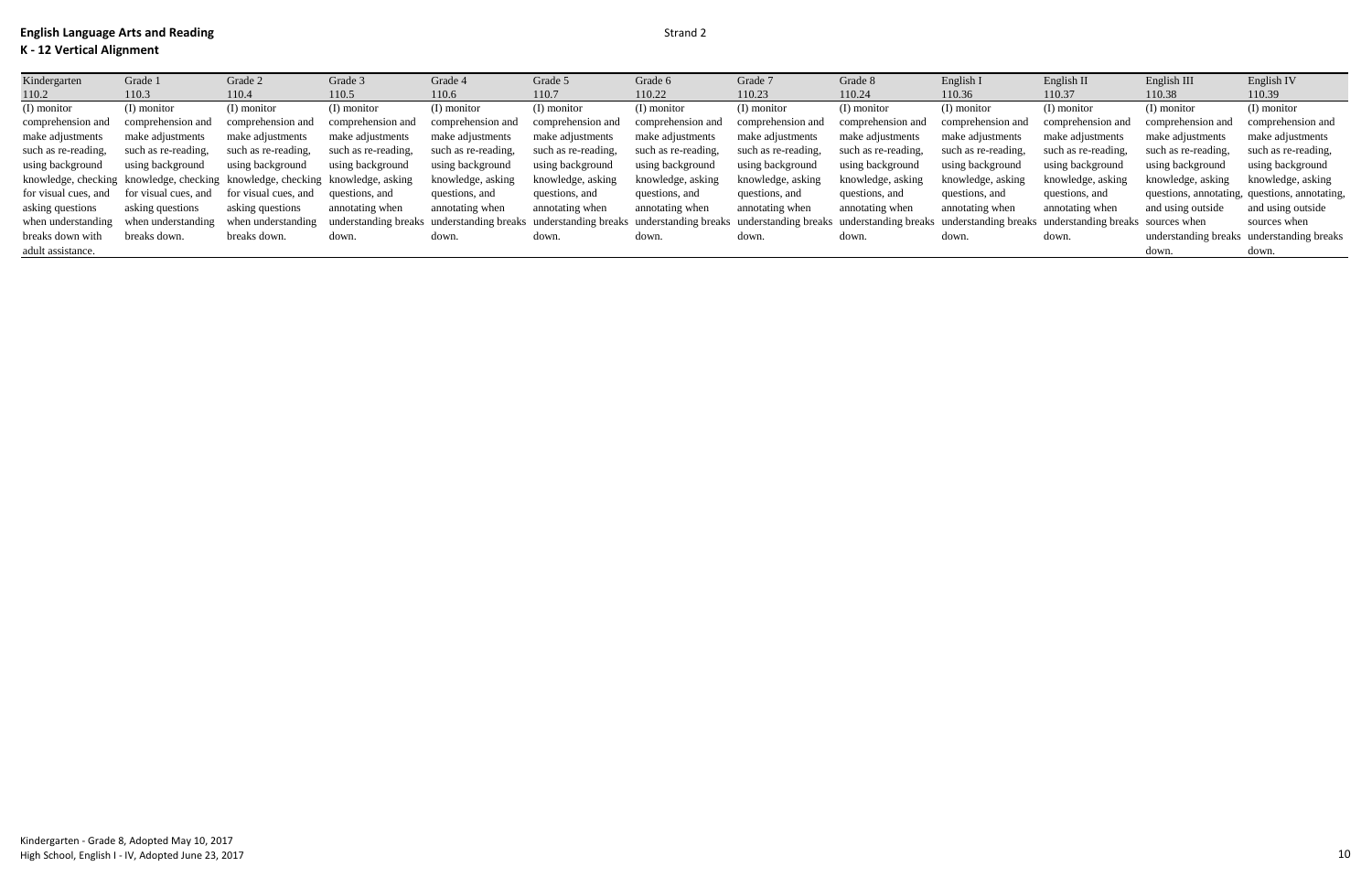**English Language Arts and Reading**
**K - 12 Vertical Alignment**

Strand 2

| Kindergarten 110.2 | Grade 1 110.3 | Grade 2 110.4 | Grade 3 110.5 | Grade 4 110.6 | Grade 5 110.7 | Grade 6 110.22 | Grade 7 110.23 | Grade 8 110.24 | English I 110.36 | English II 110.37 | English III 110.38 | English IV 110.39 |
|---|---|---|---|---|---|---|---|---|---|---|---|---|
| (I) monitor comprehension and make adjustments such as re-reading, using background knowledge, checking for visual cues, and asking questions when understanding breaks down with adult assistance. | (I) monitor comprehension and make adjustments such as re-reading, using background knowledge, checking for visual cues, and asking questions when understanding breaks down. | (I) monitor comprehension and make adjustments such as re-reading, using background knowledge, checking for visual cues, and asking questions when understanding breaks down. | (I) monitor comprehension and make adjustments such as re-reading, using background knowledge, asking questions, and annotating when understanding breaks down. | (I) monitor comprehension and make adjustments such as re-reading, using background knowledge, asking questions, and annotating when understanding breaks down. | (I) monitor comprehension and make adjustments such as re-reading, using background knowledge, asking questions, and annotating when understanding breaks down. | (I) monitor comprehension and make adjustments such as re-reading, using background knowledge, asking questions, and annotating when understanding breaks down. | (I) monitor comprehension and make adjustments such as re-reading, using background knowledge, asking questions, and annotating when understanding breaks down. | (I) monitor comprehension and make adjustments such as re-reading, using background knowledge, asking questions, and annotating when understanding breaks down. | (I) monitor comprehension and make adjustments such as re-reading, using background knowledge, asking questions, and annotating when understanding breaks down. | (I) monitor comprehension and make adjustments such as re-reading, using background knowledge, asking questions, and annotating when understanding breaks down. | (I) monitor comprehension and make adjustments such as re-reading, using background knowledge, asking questions, annotating, and using outside sources when understanding breaks down. | (I) monitor comprehension and make adjustments such as re-reading, using background knowledge, asking questions, annotating, and using outside sources when understanding breaks down. |

Kindergarten - Grade 8, Adopted May 10, 2017
High School, English I - IV, Adopted June 23, 2017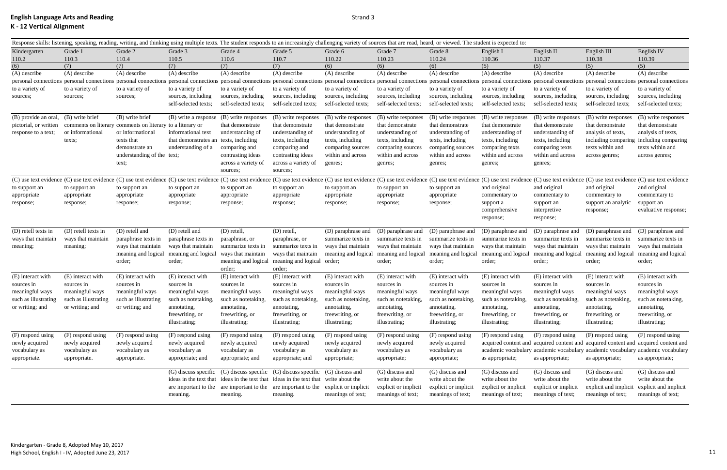**English Language Arts and Reading**
**K - 12 Vertical Alignment**

Strand 3

Response skills: listening, speaking, reading, writing, and thinking using multiple texts. The student responds to an increasingly challenging variety of sources that are read, heard, or viewed. The student is expected to:

| Kindergarten 110.2 (6) | Grade 1 110.3 (7) | Grade 2 110.4 (7) | Grade 3 110.5 (7) | Grade 4 110.6 (7) | Grade 5 110.7 (7) | Grade 6 110.22 (6) | Grade 7 110.23 (6) | Grade 8 110.24 (6) | English I 110.36 (5) | English II 110.37 (5) | English III 110.38 (5) | English IV 110.39 (5) |
|---|---|---|---|---|---|---|---|---|---|---|---|---|
| (A) describe personal connections to a variety of sources; | (A) describe personal connections to a variety of sources; | (A) describe personal connections to a variety of sources; | (A) describe personal connections to a variety of sources, including self-selected texts; | (A) describe personal connections to a variety of sources, including self-selected texts; | (A) describe personal connections to a variety of sources, including self-selected texts; | (A) describe personal connections to a variety of sources, including self-selected texts; | (A) describe personal connections to a variety of sources, including self-selected texts; | (A) describe personal connections to a variety of sources, including self-selected texts; | (A) describe personal connections to a variety of sources, including self-selected texts; | (A) describe personal connections to a variety of sources, including self-selected texts; | (A) describe personal connections to a variety of sources, including self-selected texts; | (A) describe personal connections to a variety of sources, including self-selected texts; |
| (B) provide an oral, pictorial, or written response to a text; | (B) write brief comments on literary or informational texts; | (B) write brief comments on literary or informational texts that demonstrate an understanding of the text; | (B) write a response to a literary or informational text that demonstrates an understanding of a text; | (B) write responses that demonstrate understanding of texts, including comparing and contrasting ideas across a variety of sources; | (B) write responses that demonstrate understanding of texts, including comparing and contrasting ideas across a variety of sources; | (B) write responses that demonstrate understanding of texts, including comparing sources within and across genres; | (B) write responses that demonstrate understanding of texts, including comparing sources within and across genres; | (B) write responses that demonstrate understanding of texts, including comparing sources within and across genres; | (B) write responses that demonstrate understanding of texts, including comparing texts within and across genres; | (B) write responses that demonstrate understanding of texts, including comparing texts within and across genres; | (B) write responses that demonstrate analysis of texts, including comparing texts within and across genres; | (B) write responses that demonstrate analysis of texts, including comparing texts within and across genres; |
| (C) use text evidence to support an appropriate response; | (C) use text evidence to support an appropriate response; | (C) use text evidence to support an appropriate response; | (C) use text evidence to support an appropriate response; | (C) use text evidence to support an appropriate response; | (C) use text evidence to support an appropriate response; | (C) use text evidence to support an appropriate response; | (C) use text evidence to support an appropriate response; | (C) use text evidence to support an appropriate response; | (C) use text evidence and original commentary to support a comprehensive response; | (C) use text evidence and original commentary to support an interpretive response; | (C) use text evidence and original commentary to support an analytic response; | (C) use text evidence and original commentary to support an evaluative response; |
| (D) retell texts in ways that maintain meaning; | (D) retell texts in ways that maintain meaning; | (D) retell and paraphrase texts in ways that maintain meaning and logical order; | (D) retell and paraphrase texts in ways that maintain meaning and logical order; | (D) retell, paraphrase, or summarize texts in ways that maintain meaning and logical order; | (D) retell, paraphrase, or summarize texts in ways that maintain meaning and logical order; | (D) paraphrase and summarize texts in ways that maintain meaning and logical order; | (D) paraphrase and summarize texts in ways that maintain meaning and logical order; | (D) paraphrase and summarize texts in ways that maintain meaning and logical order; | (D) paraphrase and summarize texts in ways that maintain meaning and logical order; | (D) paraphrase and summarize texts in ways that maintain meaning and logical order; | (D) paraphrase and summarize texts in ways that maintain meaning and logical order; | (D) paraphrase and summarize texts in ways that maintain meaning and logical order; |
| (E) interact with sources in meaningful ways such as illustrating or writing; and | (E) interact with sources in meaningful ways such as illustrating or writing; and | (E) interact with sources in meaningful ways such as illustrating or writing; and | (E) interact with sources in meaningful ways such as notetaking, annotating, freewriting, or illustrating; | (E) interact with sources in meaningful ways such as notetaking, annotating, freewriting, or illustrating; | (E) interact with sources in meaningful ways such as notetaking, annotating, freewriting, or illustrating; | (E) interact with sources in meaningful ways such as notetaking, annotating, freewriting, or illustrating; | (E) interact with sources in meaningful ways such as notetaking, annotating, freewriting, or illustrating; | (E) interact with sources in meaningful ways such as notetaking, annotating, freewriting, or illustrating; | (E) interact with sources in meaningful ways such as notetaking, annotating, freewriting, or illustrating; | (E) interact with sources in meaningful ways such as notetaking, annotating, freewriting, or illustrating; | (E) interact with sources in meaningful ways such as notetaking, annotating, freewriting, or illustrating; | (E) interact with sources in meaningful ways such as notetaking, annotating, freewriting, or illustrating; |
| (F) respond using newly acquired vocabulary as appropriate. | (F) respond using newly acquired vocabulary as appropriate. | (F) respond using newly acquired vocabulary as appropriate. | (F) respond using newly acquired vocabulary as appropriate; and | (F) respond using newly acquired vocabulary as appropriate; and | (F) respond using newly acquired vocabulary as appropriate; and | (F) respond using newly acquired vocabulary as appropriate; | (F) respond using newly acquired vocabulary as appropriate; | (F) respond using newly acquired vocabulary as appropriate; | (F) respond using acquired content and academic vocabulary as appropriate; | (F) respond using acquired content and academic vocabulary as appropriate; | (F) respond using acquired content and academic vocabulary as appropriate; | (F) respond using acquired content and academic vocabulary as appropriate; |
| | | | (G) discuss specific ideas in the text that are important to the meaning. | (G) discuss specific ideas in the text that are important to the meaning. | (G) discuss specific ideas in the text that are important to the meaning. | (G) discuss and write about the explicit or implicit meanings of text; | (G) discuss and write about the explicit or implicit meanings of text; | (G) discuss and write about the explicit or implicit meanings of text; | (G) discuss and write about the explicit or implicit meanings of text; | (G) discuss and write about the explicit or implicit meanings of text; | (G) discuss and write about the explicit and implicit meanings of text; | (G) discuss and write about the explicit and implicit meanings of text; |

Kindergarten - Grade 8, Adopted May 10, 2017
High School, English I - IV, Adopted June 23, 2017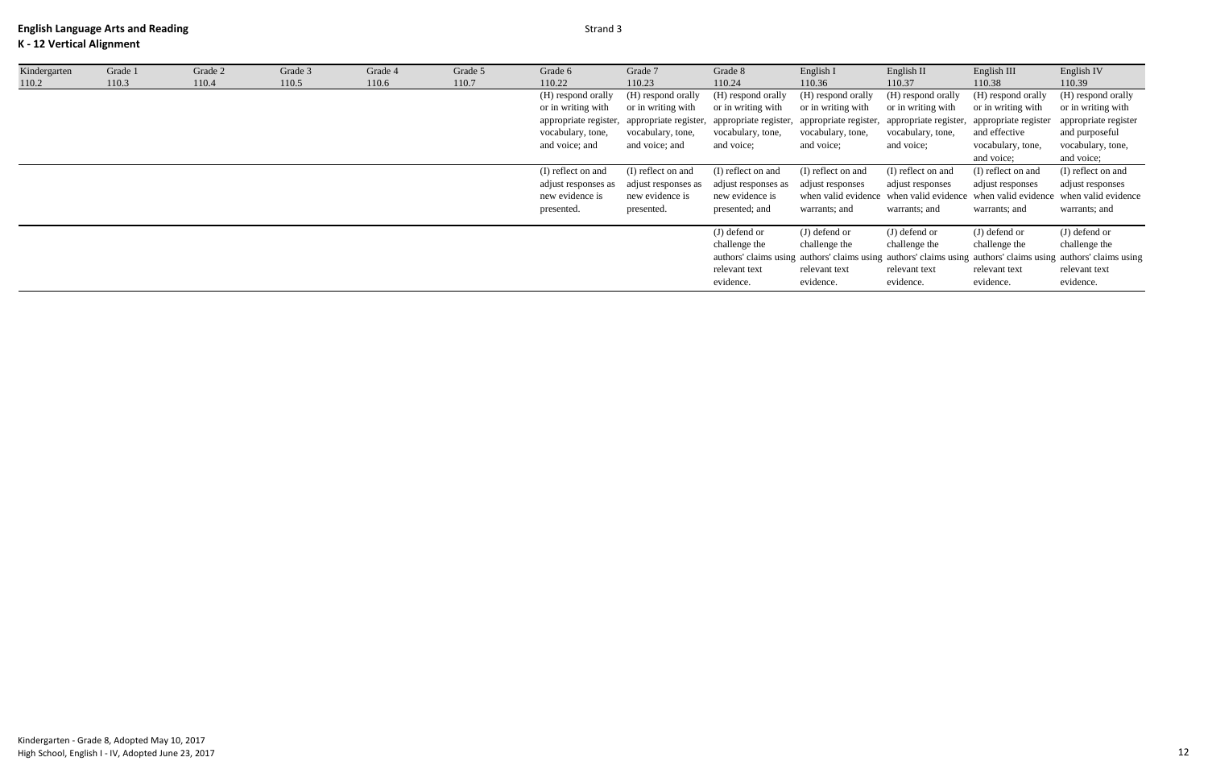**English Language Arts and Reading**
**K - 12 Vertical Alignment**

Strand 3

| Kindergarten 110.2 | Grade 1 110.3 | Grade 2 110.4 | Grade 3 110.5 | Grade 4 110.6 | Grade 5 110.7 | Grade 6 110.22 | Grade 7 110.23 | Grade 8 110.24 | English I 110.36 | English II 110.37 | English III 110.38 | English IV 110.39 |
|---|---|---|---|---|---|---|---|---|---|---|---|---|
| | | | | | | (H) respond orally or in writing with appropriate register, vocabulary, tone, and voice; and | (H) respond orally or in writing with appropriate register, vocabulary, tone, and voice; and | (H) respond orally or in writing with appropriate register, vocabulary, tone, and voice; | (H) respond orally or in writing with appropriate register, vocabulary, tone, and voice; | (H) respond orally or in writing with appropriate register, vocabulary, tone, and voice; | (H) respond orally or in writing with appropriate register and effective vocabulary, tone, and voice; | (H) respond orally or in writing with appropriate register and purposeful vocabulary, tone, and voice; |
| | | | | | | (I) reflect on and adjust responses as new evidence is presented. | (I) reflect on and adjust responses as new evidence is presented. | (I) reflect on and adjust responses as new evidence is presented; and | (I) reflect on and adjust responses when valid evidence warrants; and | (I) reflect on and adjust responses when valid evidence warrants; and | (I) reflect on and adjust responses when valid evidence warrants; and | (I) reflect on and adjust responses when valid evidence warrants; and |
| | | | | | | | | (J) defend or challenge the authors' claims using relevant text evidence. | (J) defend or challenge the authors' claims using relevant text evidence. | (J) defend or challenge the authors' claims using relevant text evidence. | (J) defend or challenge the authors' claims using relevant text evidence. | (J) defend or challenge the authors' claims using relevant text evidence. |

Kindergarten - Grade 8, Adopted May 10, 2017
High School, English I - IV, Adopted June 23, 2017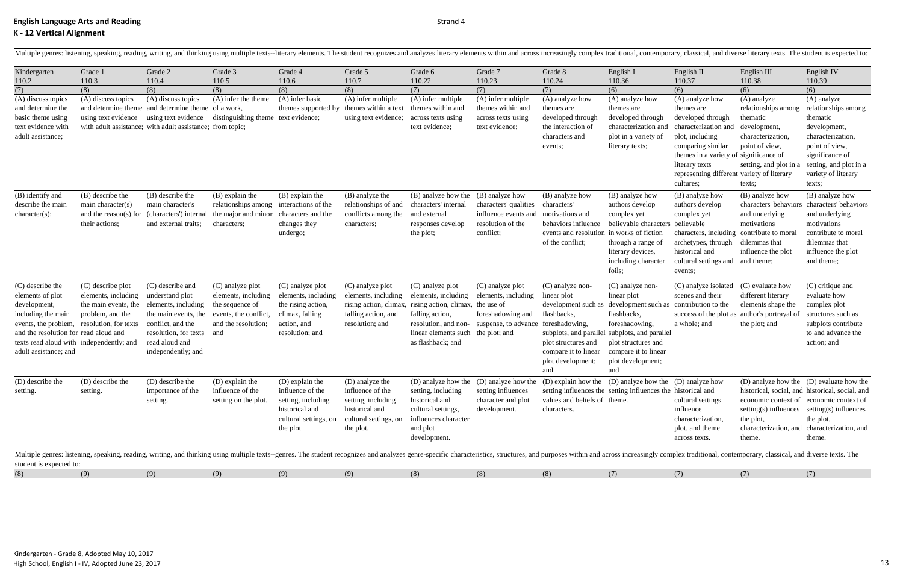**English Language Arts and Reading**
**K - 12 Vertical Alignment**

Strand 4

Multiple genres: listening, speaking, reading, writing, and thinking using multiple texts--literary elements. The student recognizes and analyzes literary elements within and across increasingly complex traditional, contemporary, classical, and diverse literary texts. The student is expected to:

| Kindergarten 110.2 | Grade 1 110.3 | Grade 2 110.4 | Grade 3 110.5 | Grade 4 110.6 | Grade 5 110.7 | Grade 6 110.22 | Grade 7 110.23 | Grade 8 110.24 | English I 110.36 | English II 110.37 | English III 110.38 | English IV 110.39 |
|---|---|---|---|---|---|---|---|---|---|---|---|---|
| (7) | (8) | (8) | (8) | (8) | (8) | (7) | (7) | (7) | (6) | (6) | (6) | (6) |
| (A) discuss topics and determine the basic theme using text evidence with adult assistance; | (A) discuss topics and determine theme using text evidence with adult assistance; | (A) discuss topics and determine theme using text evidence with adult assistance; | (A) infer the theme of a work, distinguishing theme from topic; | (A) infer basic themes supported by text evidence; | (A) infer multiple themes within a text using text evidence; | (A) infer multiple themes within and across texts using text evidence; | (A) infer multiple themes within and across texts using text evidence; | (A) analyze how themes are developed through the interaction of characters and events; | (A) analyze how themes are developed through characterization and plot in a variety of literary texts; | (A) analyze how themes are developed through characterization and plot, including comparing similar themes in a variety of literary texts representing different cultures; | (A) analyze relationships among thematic development, characterization, point of view, significance of setting, and plot in a variety of literary texts; | (A) analyze relationships among thematic development, characterization, point of view, significance of setting, and plot in a variety of literary texts; |
| (B) identify and describe the main character(s); | (B) describe the main character(s) and the reason(s) for their actions; | (B) describe the main character's (characters') internal and external traits; | (B) explain the relationships among the major and minor characters; | (B) explain the interactions of the characters and the changes they undergo; | (B) analyze the relationships of and conflicts among the characters; | (B) analyze how the characters' internal and external responses develop the plot; | (B) analyze how characters' qualities influence events and resolution of the conflict; | (B) analyze how characters' motivations and behaviors influence events and resolution of the conflict; | (B) analyze how authors develop complex yet believable characters in works of fiction through a range of literary devices, including character foils; | (B) analyze how authors develop complex yet believable characters, including archetypes, through historical and cultural settings and events; | (B) analyze how characters' behaviors and underlying motivations contribute to moral dilemmas that influence the plot and theme; | (B) analyze how characters' behaviors and underlying motivations contribute to moral dilemmas that influence the plot and theme; |
| (C) describe the elements of plot development, including the main events, the problem, and the resolution for texts read aloud with adult assistance; and | (C) describe plot elements, including the main events, the problem, and the resolution, for texts read aloud and independently; and | (C) describe and understand plot elements, including the main events, the conflict, and the resolution, for texts read aloud and independently; and | (C) analyze plot elements, including the sequence of events, the conflict, and the resolution; and | (C) analyze plot elements, including the rising action, climax, falling action, and resolution; and | (C) analyze plot elements, including rising action, climax, falling action, and resolution; and | (C) analyze plot elements, including rising action, climax, falling action, resolution, and non-linear elements such as flashback; and | (C) analyze plot elements, including the use of foreshadowing and suspense, to advance the plot; and | (C) analyze non-linear plot development such as flashbacks, foreshadowing, subplots, and parallel plot structures and compare it to linear plot development; and | (C) analyze non-linear plot development such as flashbacks, foreshadowing, subplots, and parallel plot structures and compare it to linear plot development; and | (C) analyze isolated scenes and their contribution to the success of the plot as a whole; and | (C) evaluate how different literary elements shape the author's portrayal of the plot; and | (C) critique and evaluate how complex plot structures such as subplots contribute to and advance the action; and |
| (D) describe the setting. | (D) describe the setting. | (D) describe the importance of the setting. | (D) explain the influence of the setting on the plot. | (D) explain the influence of the setting, including historical and cultural settings, on the plot. | (D) analyze the influence of the setting, including historical and cultural settings, on the plot. | (D) analyze how the setting, including historical and cultural settings, influences character and plot development. | (D) analyze how the setting influences character and plot development. | (D) explain how the setting influences the values and beliefs of characters. | (D) analyze how the setting influences the theme. | (D) analyze how historical and cultural settings influence characterization, plot, and theme across texts. | (D) analyze how the historical, social, and economic context of setting(s) influences the plot, characterization, and theme. | (D) evaluate how the historical, social, and economic context of setting(s) influences the plot, characterization, and theme. |

Multiple genres: listening, speaking, reading, writing, and thinking using multiple texts--genres. The student recognizes and analyzes genre-specific characteristics, structures, and purposes within and across increasingly complex traditional, contemporary, classical, and diverse texts. The student is expected to:

| (8) | (9) | (9) | (9) | (9) | (9) | (8) | (8) | (8) | (7) | (7) | (7) | (7) |
|---|---|---|---|---|---|---|---|---|---|---|---|---|

Kindergarten - Grade 8, Adopted May 10, 2017
High School, English I - IV, Adopted June 23, 2017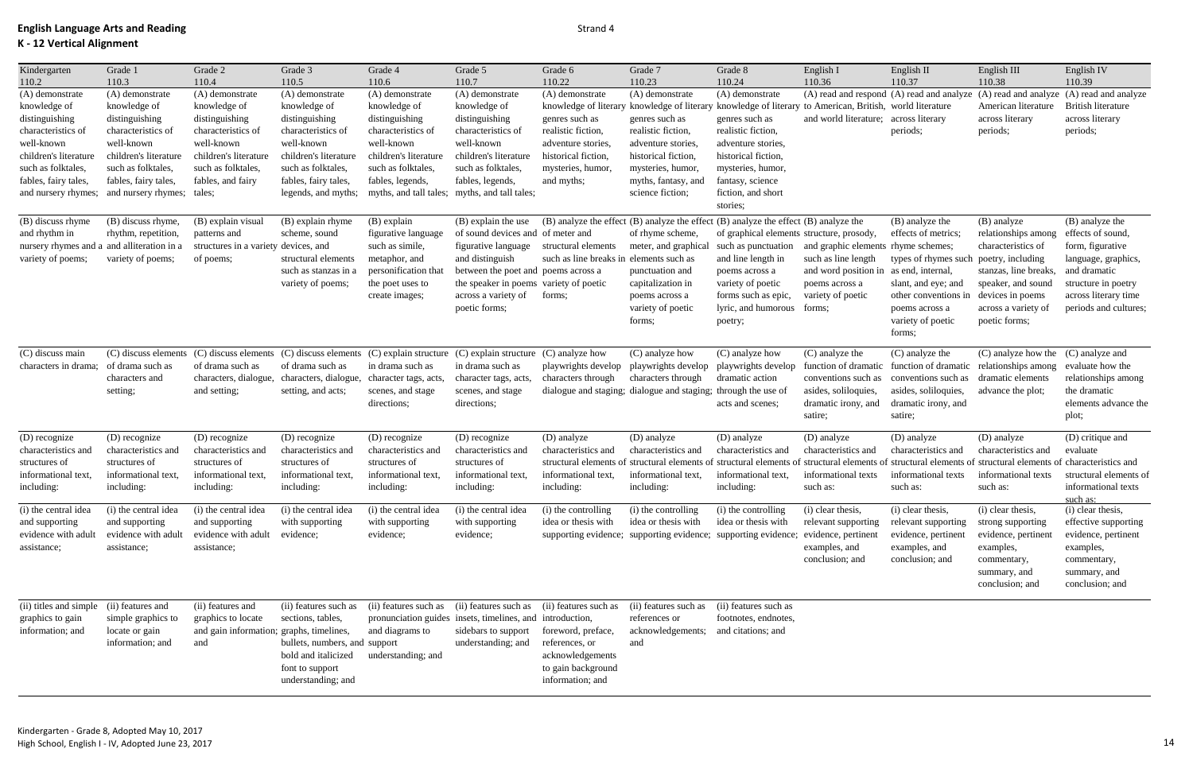**English Language Arts and Reading**
**K - 12 Vertical Alignment**

Strand 4

| Kindergarten 110.2 | Grade 1 110.3 | Grade 2 110.4 | Grade 3 110.5 | Grade 4 110.6 | Grade 5 110.7 | Grade 6 110.22 | Grade 7 110.23 | Grade 8 110.24 | English I 110.36 | English II 110.37 | English III 110.38 | English IV 110.39 |
|---|---|---|---|---|---|---|---|---|---|---|---|---|
| (A) demonstrate knowledge of distinguishing characteristics of well-known children's literature such as folktales, fables, fairy tales, and nursery rhymes; | (A) demonstrate knowledge of distinguishing characteristics of well-known children's literature such as folktales, fables, fairy tales, and nursery rhymes; | (A) demonstrate knowledge of distinguishing characteristics of well-known children's literature such as folktales, fables, and fairy tales; | (A) demonstrate knowledge of distinguishing characteristics of well-known children's literature such as folktales, fables, fairy tales, legends, and myths; | (A) demonstrate knowledge of distinguishing characteristics of well-known children's literature such as folktales, fables, legends, myths, and tall tales; | (A) demonstrate knowledge of distinguishing characteristics of well-known children's literature such as folktales, fables, legends, myths, and tall tales; | (A) demonstrate knowledge of literary genres such as realistic fiction, adventure stories, historical fiction, mysteries, humor, and myths; | (A) demonstrate knowledge of literary genres such as realistic fiction, adventure stories, historical fiction, mysteries, humor, myths, fantasy, and science fiction; | (A) demonstrate knowledge of literary genres such as realistic fiction, adventure stories, historical fiction, mysteries, humor, fantasy, science fiction, and short stories; | (A) read and respond to American, British, and world literature; | (A) read and analyze world literature across literary periods; | (A) read and analyze American literature across literary periods; | (A) read and analyze British literature across literary periods; |
| (B) discuss rhyme and rhythm in nursery rhymes and a variety of poems; | (B) discuss rhyme, rhythm, repetition, and alliteration in a variety of poems; | (B) explain visual patterns and structures in a variety of poems; | (B) explain rhyme scheme, sound devices, and structural elements such as stanzas in a variety of poems; | (B) explain figurative language such as simile, metaphor, and personification that the poet uses to create images; | (B) explain the use of sound devices and figurative language and distinguish between the poet and the speaker in poems across a variety of poetic forms; | (B) analyze the effect of meter and structural elements such as line breaks in poems across a variety of poetic forms; | (B) analyze the effect of rhyme scheme, meter, and graphical elements such as punctuation and capitalization in poems across a variety of poetic forms; | (B) analyze the effect of graphical elements such as punctuation and line length in poems across a variety of poetic forms such as epic, lyric, and humorous poetry; | (B) analyze the structure, prosody, and graphic elements such as line length and word position in poems across a variety of poetic forms; | (B) analyze the effects of metrics; rhyme schemes; types of rhymes such as end, internal, slant, and eye; and other conventions in poems across a variety of poetic forms; | (B) analyze relationships among characteristics of poetry, including stanzas, line breaks, speaker, and sound devices in poems across a variety of poetic forms; | (B) analyze the effects of sound, form, figurative language, graphics, and dramatic structure in poetry across literary time periods and cultures; |
| (C) discuss main characters in drama; | (C) discuss elements of drama such as characters and setting; | (C) discuss elements of drama such as characters, dialogue, and setting; | (C) discuss elements of drama such as characters, dialogue, setting, and acts; | (C) explain structure in drama such as character tags, acts, scenes, and stage directions; | (C) explain structure in drama such as character tags, acts, scenes, and stage directions; | (C) analyze how playwrights develop characters through dialogue and staging; | (C) analyze how playwrights develop characters through dialogue and staging; | (C) analyze how playwrights develop dramatic action through the use of acts and scenes; | (C) analyze the function of dramatic conventions such as asides, soliloquies, dramatic irony, and satire; | (C) analyze the function of dramatic conventions such as asides, soliloquies, dramatic irony, and satire; | (C) analyze how the relationships among dramatic elements advance the plot; | (C) analyze and evaluate how the relationships among the dramatic elements advance the plot; |
| (D) recognize characteristics and structures of informational text, including: | (D) recognize characteristics and structures of informational text, including: | (D) recognize characteristics and structures of informational text, including: | (D) recognize characteristics and structures of informational text, including: | (D) recognize characteristics and structures of informational text, including: | (D) recognize characteristics and structures of informational text, including: | (D) analyze characteristics and structural elements of informational text, including: | (D) analyze characteristics and structural elements of informational text, including: | (D) analyze characteristics and structural elements of informational text, including: | (D) analyze characteristics and structural elements of informational texts such as: | (D) analyze characteristics and structural elements of informational texts such as: | (D) analyze characteristics and structural elements of informational texts such as: | (D) critique and evaluate characteristics and structural elements of informational texts such as: |
| (i) the central idea and supporting evidence with adult assistance; | (i) the central idea and supporting evidence with adult assistance; | (i) the central idea and supporting evidence with adult assistance; | (i) the central idea with supporting evidence; | (i) the central idea with supporting evidence; | (i) the central idea with supporting evidence; | (i) the controlling idea or thesis with supporting evidence; | (i) the controlling idea or thesis with supporting evidence; | (i) the controlling idea or thesis with supporting evidence; | (i) clear thesis, relevant supporting evidence, pertinent examples, and conclusion; and | (i) clear thesis, relevant supporting evidence, pertinent examples, and conclusion; and | (i) clear thesis, strong supporting evidence, pertinent examples, commentary, summary, and conclusion; and | (i) clear thesis, effective supporting evidence, pertinent examples, commentary, summary, and conclusion; and |
| (ii) titles and simple graphics to gain information; and | (ii) features and simple graphics to locate or gain information; and | (ii) features and graphics to locate and gain information; and | (ii) features such as sections, tables, graphs, timelines, bullets, numbers, and bold and italicized font to support understanding; and | (ii) features such as pronunciation guides and diagrams to support understanding; and | (ii) features such as insets, timelines, and sidebars to support understanding; and | (ii) features such as introduction, foreword, preface, references, or acknowledgements to gain background information; and | (ii) features such as references or acknowledgements; and | (ii) features such as footnotes, endnotes, and citations; and | | | | |

Kindergarten - Grade 8, Adopted May 10, 2017
High School, English I - IV, Adopted June 23, 2017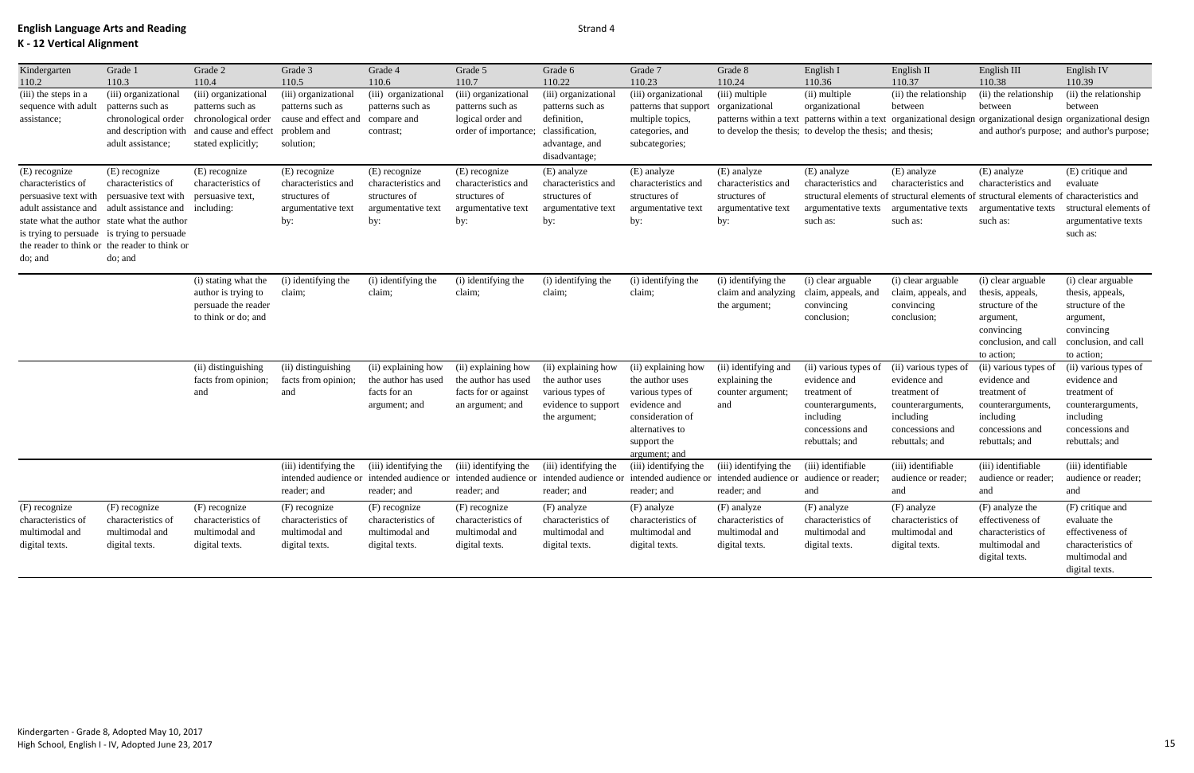**English Language Arts and Reading**
**K - 12 Vertical Alignment**

Strand 4

| Kindergarten 110.2 | Grade 1 110.3 | Grade 2 110.4 | Grade 3 110.5 | Grade 4 110.6 | Grade 5 110.7 | Grade 6 110.22 | Grade 7 110.23 | Grade 8 110.24 | English I 110.36 | English II 110.37 | English III 110.38 | English IV 110.39 |
|---|---|---|---|---|---|---|---|---|---|---|---|---|
| (iii) the steps in a sequence with adult assistance; | (iii) organizational patterns such as chronological order and description with adult assistance; | (iii) organizational patterns such as chronological order and cause and effect stated explicitly; | (iii) organizational patterns such as cause and effect and problem and solution; | (iii) organizational patterns such as compare and contrast; | (iii) organizational patterns such as logical order and order of importance; | (iii) organizational patterns such as definition, classification, advantage, and disadvantage; | (iii) organizational patterns that support multiple topics, categories, and subcategories; | (iii) multiple organizational patterns within a text to develop the thesis; | (ii) multiple organizational patterns within a text to develop the thesis; | (ii) the relationship between patterns within a text to develop the thesis; and thesis; | (ii) the relationship between organizational design and author's purpose; | (ii) the relationship between organizational design and author's purpose; |
| (E) recognize characteristics of persuasive text with adult assistance and state what the author is trying to persuade the reader to think or do; and | (E) recognize characteristics of persuasive text with adult assistance and state what the author is trying to persuade the reader to think or do; and | (E) recognize characteristics of persuasive text, including: | (E) recognize characteristics and structures of argumentative text by: | (E) recognize characteristics and structures of argumentative text by: | (E) recognize characteristics and structures of argumentative text by: | (E) analyze characteristics and structures of argumentative text by: | (E) analyze characteristics and structures of argumentative text by: | (E) analyze characteristics and structures of argumentative text by: | (E) analyze characteristics and structural elements of argumentative texts such as: | (E) analyze characteristics and structural elements of argumentative texts such as: | (E) analyze characteristics and structural elements of argumentative texts such as: | (E) critique and evaluate characteristics and structural elements of argumentative texts such as: |
| | | (i) stating what the author is trying to persuade the reader to think or do; and | (i) identifying the claim; | (i) identifying the claim; | (i) identifying the claim; | (i) identifying the claim; | (i) identifying the claim; | (i) identifying the claim and analyzing the argument; | (i) clear arguable claim, appeals, and convincing conclusion; | (i) clear arguable claim, appeals, and convincing conclusion; | (i) clear arguable thesis, appeals, structure of the argument, convincing conclusion, and call to action; | (i) clear arguable thesis, appeals, structure of the argument, convincing conclusion, and call to action; |
| | | (ii) distinguishing facts from opinion; and | (ii) distinguishing facts from opinion; and | (ii) explaining how the author has used facts for an argument; and | (ii) explaining how the author has used facts for or against an argument; and | (ii) explaining how the author uses various types of evidence to support the argument; | (ii) explaining how the author uses various types of evidence and consideration of alternatives to support the argument; and | (ii) identifying and explaining the counter argument; and | (ii) various types of evidence and treatment of counterarguments, including concessions and rebuttals; and | (ii) various types of evidence and treatment of counterarguments, including concessions and rebuttals; and | (ii) various types of evidence and treatment of counterarguments, including concessions and rebuttals; and | (ii) various types of evidence and treatment of counterarguments, including concessions and rebuttals; and |
| | | | (iii) identifying the intended audience or reader; and | (iii) identifying the intended audience or reader; and | (iii) identifying the intended audience or reader; and | (iii) identifying the intended audience or reader; and | (iii) identifying the intended audience or reader; and | (iii) identifying the intended audience or reader; and | (iii) identifiable audience or reader; and | (iii) identifiable audience or reader; and | (iii) identifiable audience or reader; and | (iii) identifiable audience or reader; and |
| (F) recognize characteristics of multimodal and digital texts. | (F) recognize characteristics of multimodal and digital texts. | (F) recognize characteristics of multimodal and digital texts. | (F) recognize characteristics of multimodal and digital texts. | (F) recognize characteristics of multimodal and digital texts. | (F) recognize characteristics of multimodal and digital texts. | (F) analyze characteristics of multimodal and digital texts. | (F) analyze characteristics of multimodal and digital texts. | (F) analyze characteristics of multimodal and digital texts. | (F) analyze characteristics of multimodal and digital texts. | (F) analyze characteristics of multimodal and digital texts. | (F) analyze the effectiveness of characteristics of multimodal and digital texts. | (F) critique and evaluate the effectiveness of characteristics of multimodal and digital texts. |

Kindergarten - Grade 8, Adopted May 10, 2017
High School, English I - IV, Adopted June 23, 2017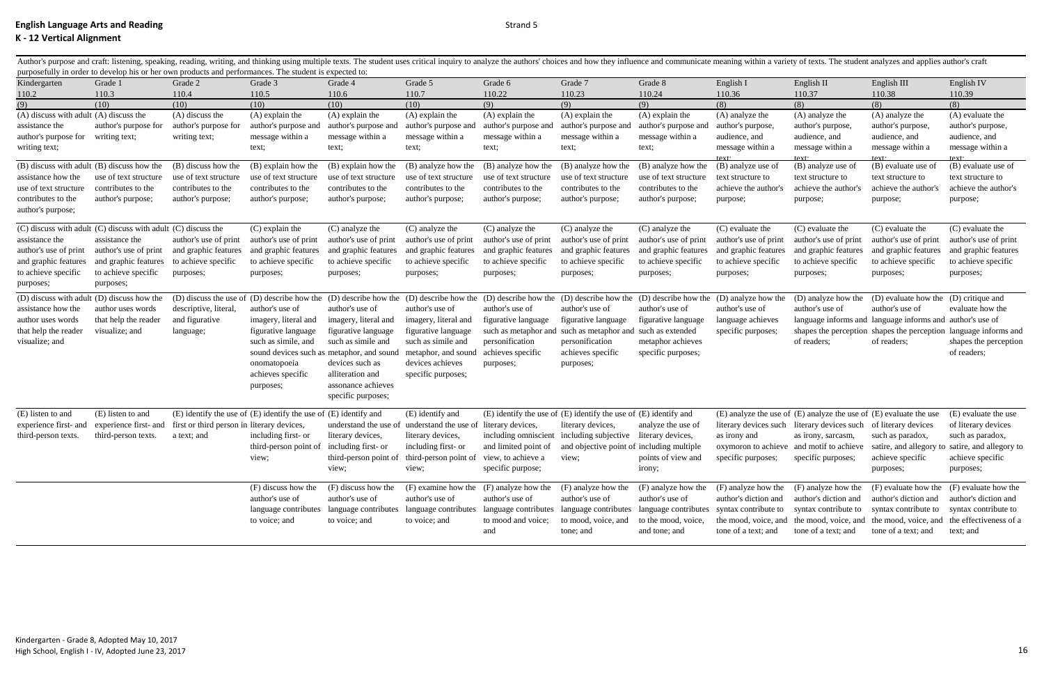**English Language Arts and Reading**
**K - 12 Vertical Alignment**

Strand 5

Author's purpose and craft: listening, speaking, reading, writing, and thinking using multiple texts. The student uses critical inquiry to analyze the authors' choices and how they influence and communicate meaning within a variety of texts. The student analyzes and applies author's craft purposefully in order to develop his or her own products and performances. The student is expected to:

| Kindergarten 110.2 (9) | Grade 1 110.3 (10) | Grade 2 110.4 (10) | Grade 3 110.5 (10) | Grade 4 110.6 (10) | Grade 5 110.7 (10) | Grade 6 110.22 (9) | Grade 7 110.23 (9) | Grade 8 110.24 (9) | English I 110.36 (8) | English II 110.37 (8) | English III 110.38 (8) | English IV 110.39 (8) |
|---|---|---|---|---|---|---|---|---|---|---|---|---|
| (A) discuss with adult assistance the author's purpose for writing text; | (A) discuss the author's purpose for writing text; | (A) discuss the author's purpose for writing text; | (A) explain the author's purpose and message within a text; | (A) explain the author's purpose and message within a text; | (A) explain the author's purpose and message within a text; | (A) explain the author's purpose and message within a text; | (A) explain the author's purpose and message within a text; | (A) explain the author's purpose and message within a text; | (A) analyze the author's purpose, audience, and message within a text; | (A) analyze the author's purpose, audience, and message within a text; | (A) analyze the author's purpose, audience, and message within a text; | (A) evaluate the author's purpose, audience, and message within a text; |
| (B) discuss with adult assistance how the use of text structure contributes to the author's purpose; | (B) discuss how the use of text structure contributes to the author's purpose; | (B) discuss how the use of text structure contributes to the author's purpose; | (B) explain how the use of text structure contributes to the author's purpose; | (B) explain how the use of text structure contributes to the author's purpose; | (B) analyze how the use of text structure contributes to the author's purpose; | (B) analyze how the use of text structure contributes to the author's purpose; | (B) analyze how the use of text structure contributes to the author's purpose; | (B) analyze how the use of text structure contributes to the author's purpose; | (B) analyze use of text structure to achieve the author's purpose; | (B) analyze use of text structure to achieve the author's purpose; | (B) evaluate use of text structure to achieve the author's purpose; | (B) evaluate use of text structure to achieve the author's purpose; |
| (C) discuss with adult assistance the author's use of print and graphic features to achieve specific purposes; | (C) discuss with adult assistance the author's use of print and graphic features to achieve specific purposes; | (C) discuss the author's use of print and graphic features to achieve specific purposes; | (C) explain the author's use of print and graphic features to achieve specific purposes; | (C) analyze the author's use of print and graphic features to achieve specific purposes; | (C) analyze the author's use of print and graphic features to achieve specific purposes; | (C) analyze the author's use of print and graphic features to achieve specific purposes; | (C) analyze the author's use of print and graphic features to achieve specific purposes; | (C) analyze the author's use of print and graphic features to achieve specific purposes; | (C) evaluate the author's use of print and graphic features to achieve specific purposes; | (C) evaluate the author's use of print and graphic features to achieve specific purposes; | (C) evaluate the author's use of print and graphic features to achieve specific purposes; | (C) evaluate the author's use of print and graphic features to achieve specific purposes; |
| (D) discuss with adult assistance how the author uses words that help the reader visualize; and | (D) discuss how the author uses words that help the reader visualize; and | (D) discuss the use of descriptive, literal, and figurative language; | (D) describe how the author's use of imagery, literal and figurative language such as simile, and sound devices such as onomatopoeia achieves specific purposes; | (D) describe how the author's use of imagery, literal and figurative language such as simile and metaphor, and sound devices such as alliteration and assonance achieves specific purposes; | (D) describe how the author's use of imagery, literal and figurative language such as simile and metaphor, and sound devices achieves specific purposes; | (D) describe how the author's use of figurative language such as metaphor and personification achieves specific purposes; | (D) describe how the author's use of figurative language such as metaphor and personification achieves specific purposes; | (D) describe how the author's use of figurative language such as extended metaphor achieves specific purposes; | (D) analyze how the author's use of language achieves specific purposes; | (D) analyze how the author's use of language informs and shapes the perception of readers; | (D) evaluate how the author's use of language informs and shapes the perception of readers; | (D) critique and evaluate how the author's use of language informs and shapes the perception of readers; |
| (E) listen to and experience first- and third-person texts. | (E) listen to and experience first- and third-person texts. | (E) identify the use of first or third person in a text; and | (E) identify the use of literary devices, including first- or third-person point of view; | (E) identify and understand the use of literary devices, including first- or third-person point of view; | (E) identify and understand the use of literary devices, including first- or third-person point of view; | (E) identify the use of literary devices, including omniscient and limited point of view, to achieve a specific purpose; | (E) identify the use of literary devices, including subjective and objective point of view; | (E) identify and analyze the use of literary devices, including multiple points of view and irony; | (E) analyze the use of literary devices such as irony and oxymoron to achieve specific purposes; | (E) analyze the use of literary devices such as irony, sarcasm, and motif to achieve specific purposes; | (E) evaluate the use of literary devices such as paradox, satire, and allegory to achieve specific purposes; | (E) evaluate the use of literary devices such as paradox, satire, and allegory to achieve specific purposes; |
| | | | (F) discuss how the author's use of language contributes to voice; and | (F) discuss how the author's use of language contributes to voice; and | (F) examine how the author's use of language contributes to voice; and | (F) analyze how the author's use of language contributes to mood and voice; and | (F) analyze how the author's use of language contributes to mood, voice, and tone; and | (F) analyze how the author's use of language contributes to the mood, voice, and tone; and | (F) analyze how the author's diction and syntax contribute to the mood, voice, and tone of a text; and | (F) analyze how the author's diction and syntax contribute to the mood, voice, and tone of a text; and | (F) evaluate how the author's diction and syntax contribute to the mood, voice, and tone of a text; and | (F) evaluate how the author's diction and syntax contribute to the effectiveness of a text; and |

Kindergarten - Grade 8, Adopted May 10, 2017
High School, English I - IV, Adopted June 23, 2017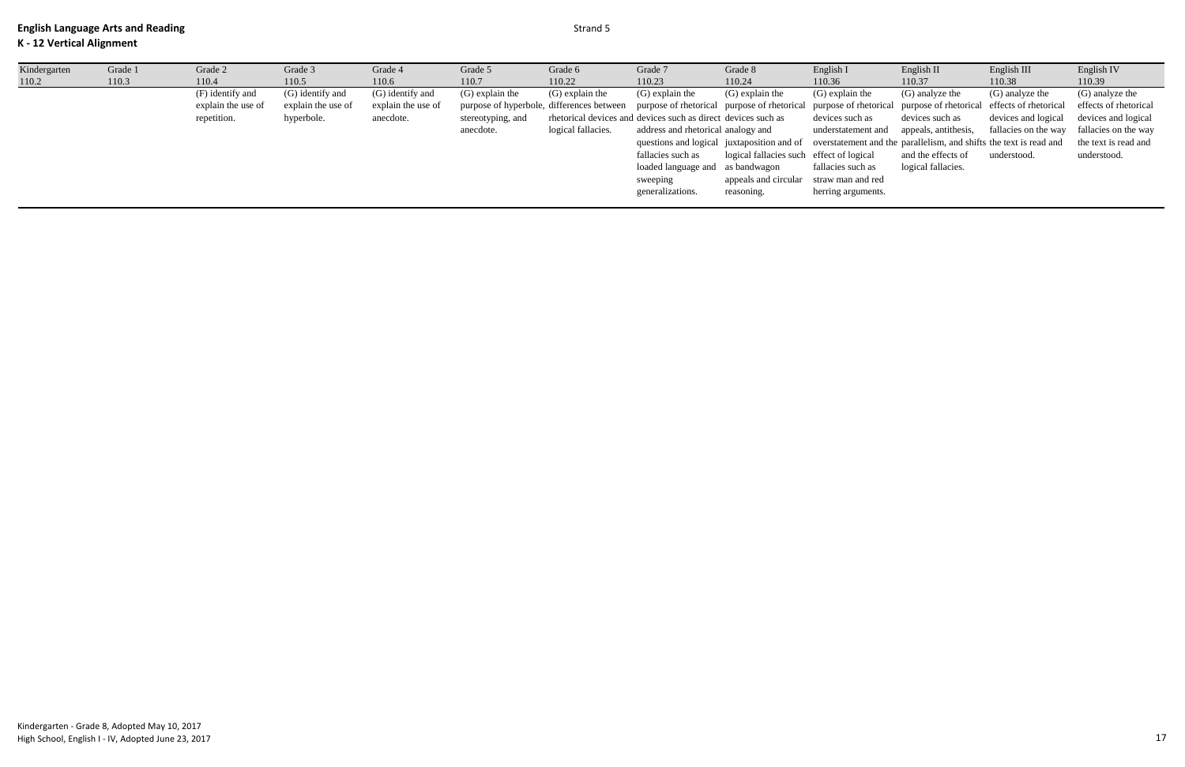**English Language Arts and Reading**
**K - 12 Vertical Alignment**

Strand 5

| Kindergarten 110.2 | Grade 1 110.3 | Grade 2 110.4 | Grade 3 110.5 | Grade 4 110.6 | Grade 5 110.7 | Grade 6 110.22 | Grade 7 110.23 | Grade 8 110.24 | English I 110.36 | English II 110.37 | English III 110.38 | English IV 110.39 |
|---|---|---|---|---|---|---|---|---|---|---|---|---|
| | | (F) identify and explain the use of repetition. | (G) identify and explain the use of hyperbole. | (G) identify and explain the use of anecdote. | (G) explain the purpose of hyperbole, stereotyping, and anecdote. | (G) explain the differences between rhetorical devices and logical fallacies. | (G) explain the purpose of rhetorical devices such as direct address and rhetorical questions and logical fallacies such as loaded language and sweeping generalizations. | (G) explain the purpose of rhetorical devices such as analogy and juxtaposition and of logical fallacies such as bandwagon appeals and circular reasoning. | (G) explain the purpose of rhetorical devices such as understatement and overstatement and the effect of logical fallacies such as straw man and red herring arguments. | (G) analyze the purpose of rhetorical devices such as appeals, antithesis, parallelism, and shifts and the effects of logical fallacies. | (G) analyze the effects of rhetorical devices and logical fallacies on the way the text is read and understood. | (G) analyze the effects of rhetorical devices and logical fallacies on the way the text is read and understood. |

Kindergarten - Grade 8, Adopted May 10, 2017
High School, English I - IV, Adopted June 23, 2017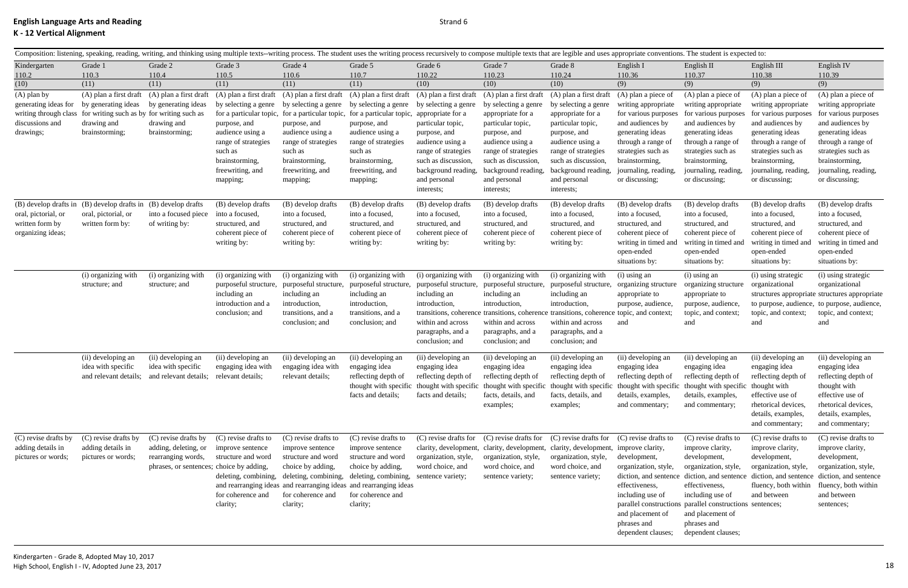**English Language Arts and Reading**
**K - 12 Vertical Alignment**

Strand 6

Composition: listening, speaking, reading, writing, and thinking using multiple texts--writing process. The student uses the writing process recursively to compose multiple texts that are legible and uses appropriate conventions. The student is expected to:

| Kindergarten 110.2 (10) | Grade 1 110.3 (11) | Grade 2 110.4 (11) | Grade 3 110.5 (11) | Grade 4 110.6 (11) | Grade 5 110.7 (11) | Grade 6 110.22 (10) | Grade 7 110.23 (10) | Grade 8 110.24 (10) | English I 110.36 (9) | English II 110.37 (9) | English III 110.38 (9) | English IV 110.39 (9) |
|---|---|---|---|---|---|---|---|---|---|---|---|---|
| (A) plan by generating ideas for writing through class discussions and drawings; | (A) plan a first draft by generating ideas for writing such as by drawing and brainstorming; | (A) plan a first draft by generating ideas for writing such as drawing and brainstorming; | (A) plan a first draft by selecting a genre for a particular topic, purpose, and audience using a range of strategies such as brainstorming, freewriting, and mapping; | (A) plan a first draft by selecting a genre for a particular topic, purpose, and audience using a range of strategies such as brainstorming, freewriting, and mapping; | (A) plan a first draft by selecting a genre for a particular topic, purpose, and audience using a range of strategies such as brainstorming, freewriting, and mapping; | (A) plan a first draft by selecting a genre appropriate for a particular topic, purpose, and audience using a range of strategies such as discussion, background reading, and personal interests; | (A) plan a first draft by selecting a genre appropriate for a particular topic, purpose, and audience using a range of strategies such as discussion, background reading, and personal interests; | (A) plan a first draft by selecting a genre appropriate for a particular topic, purpose, and audience using a range of strategies such as discussion, background reading, and personal interests; | (A) plan a piece of writing appropriate for various purposes and audiences by generating ideas through a range of strategies such as brainstorming, journaling, reading, or discussing; | (A) plan a piece of writing appropriate for various purposes and audiences by generating ideas through a range of strategies such as brainstorming, journaling, reading, or discussing; | (A) plan a piece of writing appropriate for various purposes and audiences by generating ideas through a range of strategies such as brainstorming, journaling, reading, or discussing; | (A) plan a piece of writing appropriate for various purposes and audiences by generating ideas through a range of strategies such as brainstorming, journaling, reading, or discussing; |
| (B) develop drafts in oral, pictorial, or written form by organizing ideas; | (B) develop drafts in oral, pictorial, or written form by: | (B) develop drafts into a focused piece of writing by: | (B) develop drafts into a focused, structured, and coherent piece of writing by: | (B) develop drafts into a focused, structured, and coherent piece of writing by: | (B) develop drafts into a focused, structured, and coherent piece of writing by: | (B) develop drafts into a focused, structured, and coherent piece of writing by: | (B) develop drafts into a focused, structured, and coherent piece of writing by: | (B) develop drafts into a focused, structured, and coherent piece of writing by: | (B) develop drafts into a focused, structured, and coherent piece of writing in timed and open-ended situations by: | (B) develop drafts into a focused, structured, and coherent piece of writing in timed and open-ended situations by: | (B) develop drafts into a focused, structured, and coherent piece of writing in timed and open-ended situations by: | (B) develop drafts into a focused, structured, and coherent piece of writing in timed and open-ended situations by: |
| | (i) organizing with structure; and | (i) organizing with structure; and | (i) organizing with purposeful structure, including an introduction and a conclusion; and | (i) organizing with purposeful structure, including an introduction, transitions, and a conclusion; and | (i) organizing with purposeful structure, including an introduction, transitions, and a conclusion; and | (i) organizing with purposeful structure, including an introduction, transitions, coherence within and across paragraphs, and a conclusion; and | (i) organizing with purposeful structure, including an introduction, transitions, coherence within and across paragraphs, and a conclusion; and | (i) organizing with purposeful structure, including an introduction, transitions, coherence within and across paragraphs, and a conclusion; and | (i) using an organizing structure appropriate to purpose, audience, topic, and context; and | (i) using an organizing structure appropriate to purpose, audience, topic, and context; and | (i) using strategic organizational structures appropriate to purpose, audience, topic, and context; and | (i) using strategic organizational structures appropriate to purpose, audience, topic, and context; and |
| | (ii) developing an idea with specific and relevant details; | (ii) developing an idea with specific and relevant details; | (ii) developing an engaging idea with relevant details; | (ii) developing an engaging idea with relevant details; | (ii) developing an engaging idea reflecting depth of thought with specific facts and details; | (ii) developing an engaging idea reflecting depth of thought with specific facts and details; | (ii) developing an engaging idea reflecting depth of thought with specific facts, details, and examples; | (ii) developing an engaging idea reflecting depth of thought with specific facts, details, and examples; | (ii) developing an engaging idea reflecting depth of thought with specific details, examples, and commentary; | (ii) developing an engaging idea reflecting depth of thought with specific details, examples, and commentary; | (ii) developing an engaging idea reflecting depth of thought with effective use of rhetorical devices, details, examples, and commentary; | (ii) developing an engaging idea reflecting depth of thought with effective use of rhetorical devices, details, examples, and commentary; |
| (C) revise drafts by adding details in pictures or words; | (C) revise drafts by adding details in pictures or words; | (C) revise drafts by adding, deleting, or rearranging words, phrases, or sentences; | (C) revise drafts to improve sentence structure and word choice by adding, deleting, combining, and rearranging ideas for coherence and clarity; | (C) revise drafts to improve sentence structure and word choice by adding, deleting, combining, and rearranging ideas for coherence and clarity; | (C) revise drafts to improve sentence structure and word choice by adding, deleting, combining, and rearranging ideas for coherence and clarity; | (C) revise drafts for clarity, development, organization, style, word choice, and sentence variety; | (C) revise drafts for clarity, development, organization, style, word choice, and sentence variety; | (C) revise drafts for clarity, development, organization, style, word choice, and sentence variety; | (C) revise drafts to improve clarity, development, organization, style, diction, and sentence effectiveness, including use of parallel constructions and placement of phrases and dependent clauses; | (C) revise drafts to improve clarity, development, organization, style, diction, and sentence effectiveness, including use of parallel constructions and placement of phrases and dependent clauses; | (C) revise drafts to improve clarity, development, organization, style, diction, and sentence fluency, both within and between sentences; | (C) revise drafts to improve clarity, development, organization, style, diction, and sentence fluency, both within and between sentences; |

Kindergarten - Grade 8, Adopted May 10, 2017
High School, English I - IV, Adopted June 23, 2017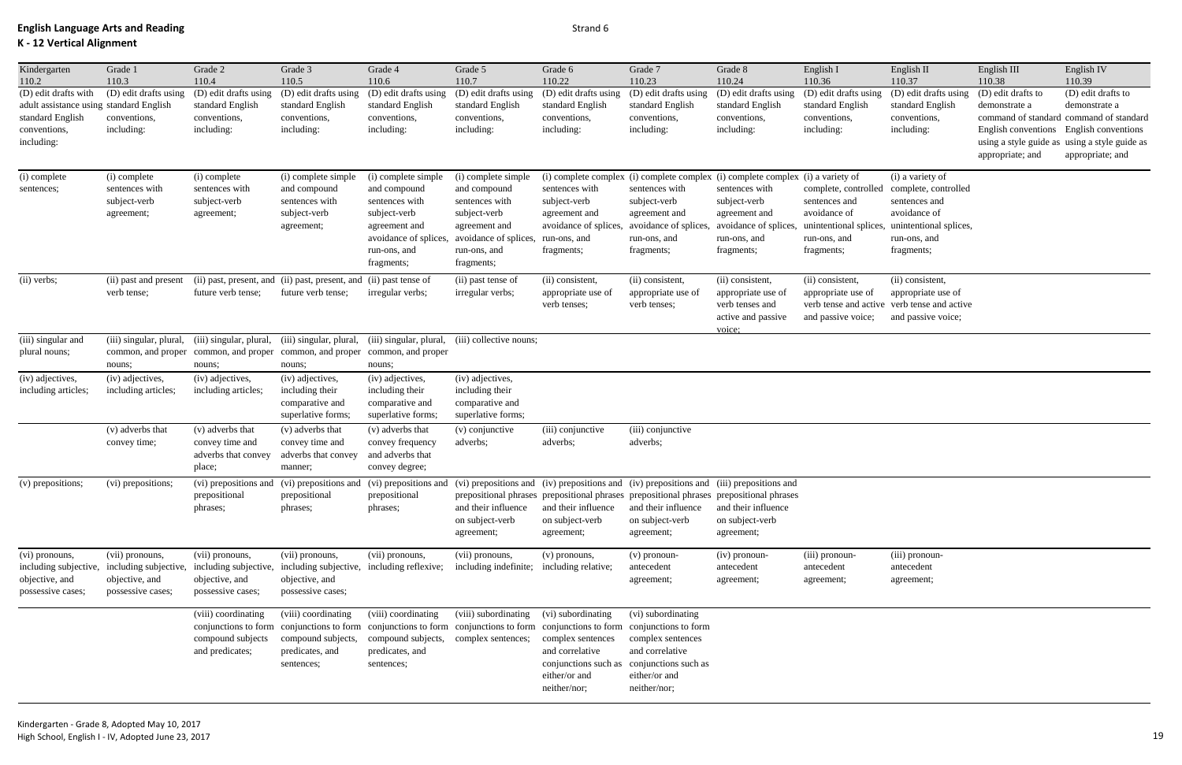**English Language Arts and Reading**
**K - 12 Vertical Alignment**

Strand 6

| Kindergarten 110.2 | Grade 1 110.3 | Grade 2 110.4 | Grade 3 110.5 | Grade 4 110.6 | Grade 5 110.7 | Grade 6 110.22 | Grade 7 110.23 | Grade 8 110.24 | English I 110.36 | English II 110.37 | English III 110.38 | English IV 110.39 |
|---|---|---|---|---|---|---|---|---|---|---|---|---|
| (D) edit drafts with adult assistance using standard English conventions, including: | (D) edit drafts using standard English conventions, including: | (D) edit drafts using standard English conventions, including: | (D) edit drafts using standard English conventions, including: | (D) edit drafts using standard English conventions, including: | (D) edit drafts using standard English conventions, including: | (D) edit drafts using standard English conventions, including: | (D) edit drafts using standard English conventions, including: | (D) edit drafts using standard English conventions, including: | (D) edit drafts using standard English conventions, including: | (D) edit drafts using standard English conventions, including: | (D) edit drafts to demonstrate a command of standard English conventions using a style guide as appropriate; and | (D) edit drafts to demonstrate a command of standard English conventions using a style guide as appropriate; and |
| (i) complete sentences; | (i) complete sentences with subject-verb agreement; | (i) complete sentences with subject-verb agreement; | (i) complete simple and compound sentences with subject-verb agreement; | (i) complete simple and compound sentences with subject-verb agreement and avoidance of splices, run-ons, and fragments; | (i) complete simple and compound sentences with subject-verb agreement and avoidance of splices, run-ons, and fragments; | (i) complete complex sentences with subject-verb agreement and avoidance of splices, run-ons, and fragments; | (i) complete complex sentences with subject-verb agreement and avoidance of splices, run-ons, and fragments; | (i) complete complex sentences with subject-verb agreement and avoidance of splices, run-ons, and fragments; | (i) a variety of complete, controlled sentences and avoidance of unintentional splices, run-ons, and fragments; | (i) a variety of complete, controlled sentences and avoidance of unintentional splices, run-ons, and fragments; | | |
| (ii) verbs; | (ii) past and present verb tense; | (ii) past, present, and future verb tense; | (ii) past, present, and future verb tense; | (ii) past tense of irregular verbs; | (ii) past tense of irregular verbs; | (ii) consistent, appropriate use of verb tenses; | (ii) consistent, appropriate use of verb tenses; | (ii) consistent, appropriate use of verb tenses and active and passive voice; | (ii) consistent, appropriate use of verb tense and active and passive voice; | (ii) consistent, appropriate use of verb tense and active and passive voice; | | |
| (iii) singular and plural nouns; | (iii) singular, plural, common, and proper nouns; | (iii) singular, plural, common, and proper nouns; | (iii) singular, plural, common, and proper nouns; | (iii) singular, plural, common, and proper nouns; | (iii) collective nouns; | | | | | | | |
| (iv) adjectives, including articles; | (iv) adjectives, including articles; | (iv) adjectives, including articles; | (iv) adjectives, including their comparative and superlative forms; | (iv) adjectives, including their comparative and superlative forms; | (iv) adjectives, including their comparative and superlative forms; | | | | | | | |
| | (v) adverbs that convey time; | (v) adverbs that convey time and adverbs that convey place; | (v) adverbs that convey time and adverbs that convey manner; | (v) adverbs that convey frequency and adverbs that convey degree; | (v) conjunctive adverbs; | (iii) conjunctive adverbs; | (iii) conjunctive adverbs; | | | | | |
| (v) prepositions; | (vi) prepositions; | (vi) prepositions and prepositional phrases; | (vi) prepositions and prepositional phrases; | (vi) prepositions and prepositional phrases; | (vi) prepositions and prepositional phrases and their influence on subject-verb agreement; | (iv) prepositions and prepositional phrases and their influence on subject-verb agreement; | (iv) prepositions and prepositional phrases and their influence on subject-verb agreement; | (iii) prepositions and prepositional phrases and their influence on subject-verb agreement; | | | | |
| (vi) pronouns, including subjective, objective, and possessive cases; | (vii) pronouns, including subjective, objective, and possessive cases; | (vii) pronouns, including subjective, objective, and possessive cases; | (vii) pronouns, including subjective, objective, and possessive cases; | (vii) pronouns, including reflexive; | (vii) pronouns, including indefinite; | (v) pronouns, including relative; | (v) pronoun-antecedent agreement; | (iv) pronoun-antecedent agreement; | (iii) pronoun-antecedent agreement; | (iii) pronoun-antecedent agreement; | | |
| | | (viii) coordinating conjunctions to form compound subjects and predicates; | (viii) coordinating conjunctions to form compound subjects, predicates, and sentences; | (viii) coordinating conjunctions to form compound subjects, predicates, and sentences; | (viii) subordinating conjunctions to form complex sentences; | (vi) subordinating conjunctions to form complex sentences and correlative conjunctions such as either/or and neither/nor; | (vi) subordinating conjunctions to form complex sentences and correlative conjunctions such as either/or and neither/nor; | | | | | |

Kindergarten - Grade 8, Adopted May 10, 2017
High School, English I - IV, Adopted June 23, 2017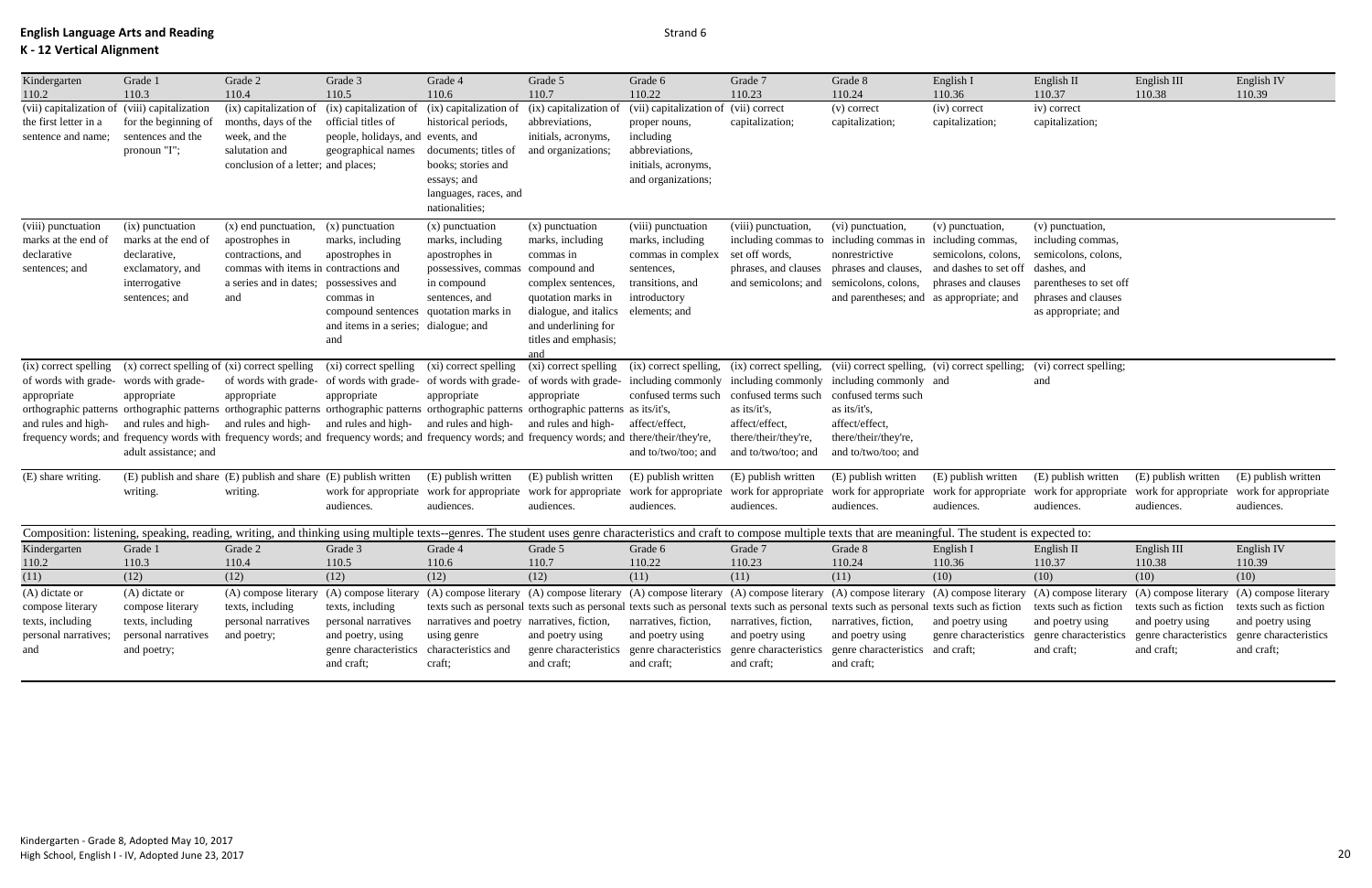**English Language Arts and Reading**
**K - 12 Vertical Alignment**

Strand 6

| Kindergarten 110.2 | Grade 1 110.3 | Grade 2 110.4 | Grade 3 110.5 | Grade 4 110.6 | Grade 5 110.7 | Grade 6 110.22 | Grade 7 110.23 | Grade 8 110.24 | English I 110.36 | English II 110.37 | English III 110.38 | English IV 110.39 |
|---|---|---|---|---|---|---|---|---|---|---|---|---|
| (vii) capitalization of the first letter in a sentence and name; | (viii) capitalization for the beginning of sentences and the pronoun "I"; | (ix) capitalization of months, days of the week, and the salutation and conclusion of a letter; | (ix) capitalization of official titles of people, holidays, and geographical names and places; | (ix) capitalization of historical periods, events, and documents; titles of books; stories and essays; and languages, races, and nationalities; | (ix) capitalization of abbreviations, initials, acronyms, and organizations; | (vii) capitalization of proper nouns, including abbreviations, initials, acronyms, and organizations; | (vii) correct capitalization; | (v) correct capitalization; | (iv) correct capitalization; | iv) correct capitalization; | | |
| (viii) punctuation marks at the end of declarative sentences; and | (ix) punctuation marks at the end of declarative, exclamatory, and interrogative sentences; and | (x) end punctuation, apostrophes in contractions, and commas with items in a series and in dates; and | (x) punctuation marks, including apostrophes in contractions and possessives and commas in compound sentences and items in a series; and | (x) punctuation marks, including apostrophes in possessives, commas in compound sentences, and quotation marks in dialogue; and | (x) punctuation marks, including commas in compound and complex sentences, quotation marks in dialogue, and italics and underlining for titles and emphasis; and | (viii) punctuation marks, including commas in complex sentences, transitions, and introductory elements; and | (viii) punctuation, including commas to set off words, phrases, and clauses and semicolons; and | (vi) punctuation, including commas in nonrestrictive phrases and clauses, semicolons, colons, and parentheses; and | (v) punctuation, including commas, semicolons, colons, and dashes to set off phrases and clauses as appropriate; and | (v) punctuation, including commas, semicolons, colons, dashes, and parentheses to set off phrases and clauses as appropriate; and | | |
| (ix) correct spelling of words with grade-appropriate orthographic patterns and rules and high-frequency words; and | (x) correct spelling of words with grade-appropriate orthographic patterns and rules and high-frequency words with adult assistance; and | (xi) correct spelling of words with grade-appropriate orthographic patterns and rules and high-frequency words; and | (xi) correct spelling of words with grade-appropriate orthographic patterns and rules and high-frequency words; and | (xi) correct spelling of words with grade-appropriate orthographic patterns and rules and high-frequency words; and | (xi) correct spelling of words with grade-appropriate orthographic patterns and rules and high-frequency words; and | (ix) correct spelling, including commonly confused terms such as its/it's, affect/effect, there/their/they're, and to/two/too; and | (ix) correct spelling, including commonly confused terms such as its/it's, affect/effect, there/their/they're, and to/two/too; and | (vii) correct spelling, including commonly confused terms such as its/it's, affect/effect, there/their/they're, and to/two/too; and | (vi) correct spelling; and | (vi) correct spelling; and | | |
| (E) share writing. | (E) publish and share writing. | (E) publish and share writing. | (E) publish written work for appropriate audiences. | (E) publish written work for appropriate audiences. | (E) publish written work for appropriate audiences. | (E) publish written work for appropriate audiences. | (E) publish written work for appropriate audiences. | (E) publish written work for appropriate audiences. | (E) publish written work for appropriate audiences. | (E) publish written work for appropriate audiences. | (E) publish written work for appropriate audiences. | (E) publish written work for appropriate audiences. |

Composition: listening, speaking, reading, writing, and thinking using multiple texts--genres. The student uses genre characteristics and craft to compose multiple texts that are meaningful. The student is expected to:

| Kindergarten 110.2 | Grade 1 110.3 | Grade 2 110.4 | Grade 3 110.5 | Grade 4 110.6 | Grade 5 110.7 | Grade 6 110.22 | Grade 7 110.23 | Grade 8 110.24 | English I 110.36 | English II 110.37 | English III 110.38 | English IV 110.39 |
|---|---|---|---|---|---|---|---|---|---|---|---|---|
| (11) | (12) | (12) | (12) | (12) | (12) | (11) | (11) | (11) | (10) | (10) | (10) | (10) |
| (A) dictate or compose literary texts, including personal narratives; and | (A) dictate or compose literary texts, including personal narratives and poetry; | (A) compose literary texts, including personal narratives and poetry; | (A) compose literary texts, including personal narratives and poetry, using genre characteristics and craft; | (A) compose literary texts such as personal narratives and poetry using genre characteristics and craft; | (A) compose literary texts such as personal narratives, fiction, and poetry using genre characteristics and craft; | (A) compose literary texts such as personal narratives, fiction, and poetry using genre characteristics and craft; | (A) compose literary texts such as personal narratives, fiction, and poetry using genre characteristics and craft; | (A) compose literary texts such as personal narratives, fiction, and poetry using genre characteristics and craft; | (A) compose literary texts such as fiction and poetry using genre characteristics and craft; | (A) compose literary texts such as fiction and poetry using genre characteristics and craft; | (A) compose literary texts such as fiction and poetry using genre characteristics and craft; | (A) compose literary texts such as fiction and poetry using genre characteristics and craft; |

Kindergarten - Grade 8, Adopted May 10, 2017
High School, English I - IV, Adopted June 23, 2017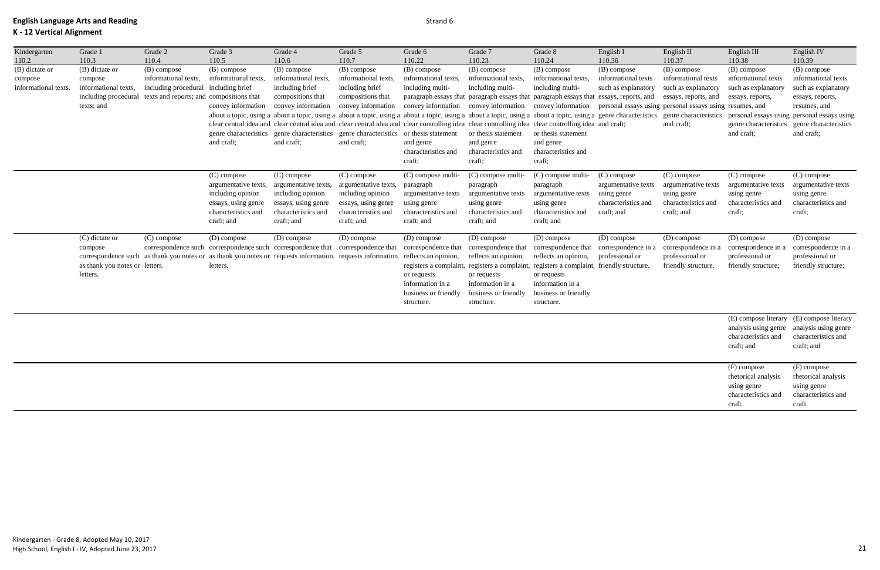**English Language Arts and Reading**
**K - 12 Vertical Alignment**

Strand 6

| Kindergarten 110.2 | Grade 1 110.3 | Grade 2 110.4 | Grade 3 110.5 | Grade 4 110.6 | Grade 5 110.7 | Grade 6 110.22 | Grade 7 110.23 | Grade 8 110.24 | English I 110.36 | English II 110.37 | English III 110.38 | English IV 110.39 |
|---|---|---|---|---|---|---|---|---|---|---|---|---|
| (B) dictate or compose informational texts. | (B) dictate or compose informational texts, including procedural texts; and | (B) compose informational texts, including procedural texts and reports; and | (B) compose informational texts, including brief compositions that convey information about a topic, using a clear central idea and genre characteristics and craft; | (B) compose informational texts, including brief compositions that convey information about a topic, using a clear central idea and genre characteristics and craft; | (B) compose informational texts, including brief compositions that convey information about a topic, using a clear central idea and genre characteristics and craft; | (B) compose informational texts, including multi-paragraph essays that convey information about a topic, using a clear controlling idea or thesis statement and genre characteristics and craft; | (B) compose informational texts, including multi-paragraph essays that convey information about a topic, using a clear controlling idea or thesis statement and genre characteristics and craft; | (B) compose informational texts, including multi-paragraph essays that convey information about a topic, using a clear controlling idea or thesis statement and genre characteristics and craft; | (B) compose informational texts such as explanatory essays, reports, and personal essays using genre characteristics and craft; | (B) compose informational texts such as explanatory essays, reports, and personal essays using genre characteristics and craft; | (B) compose informational texts such as explanatory essays, reports, resumes, and personal essays using genre characteristics and craft; | (B) compose informational texts such as explanatory essays, reports, resumes, and personal essays using genre characteristics and craft; |
| | | | (C) compose argumentative texts, including opinion essays, using genre characteristics and craft; and | (C) compose argumentative texts, including opinion essays, using genre characteristics and craft; and | (C) compose argumentative texts, including opinion essays, using genre characteristics and craft; and | (C) compose multi-paragraph argumentative texts using genre characteristics and craft; and | (C) compose multi-paragraph argumentative texts using genre characteristics and craft; and | (C) compose multi-paragraph argumentative texts using genre characteristics and craft; and | (C) compose argumentative texts using genre characteristics and craft; and | (C) compose argumentative texts using genre characteristics and craft; and | (C) compose argumentative texts using genre characteristics and craft; | (C) compose argumentative texts using genre characteristics and craft; |
| | (C) dictate or compose correspondence such as thank you notes or letters. | (C) compose correspondence such as thank you notes or letters. | (D) compose correspondence such as thank you notes or letters. | (D) compose correspondence that requests information. | (D) compose correspondence that requests information. | (D) compose correspondence that reflects an opinion, registers a complaint, or requests information in a business or friendly structure. | (D) compose correspondence that reflects an opinion, registers a complaint, or requests information in a business or friendly structure. | (D) compose correspondence that reflects an opinion, registers a complaint, or requests information in a business or friendly structure. | (D) compose correspondence in a professional or friendly structure. | (D) compose correspondence in a professional or friendly structure. | (D) compose correspondence in a professional or friendly structure; | (D) compose correspondence in a professional or friendly structure; |
| | | | | | | | | | | | (E) compose literary analysis using genre characteristics and craft; and | (E) compose literary analysis using genre characteristics and craft; and |
| | | | | | | | | | | | (F) compose rhetorical analysis using genre characteristics and craft. | (F) compose rhetorical analysis using genre characteristics and craft. |

Kindergarten - Grade 8, Adopted May 10, 2017
High School, English I - IV, Adopted June 23, 2017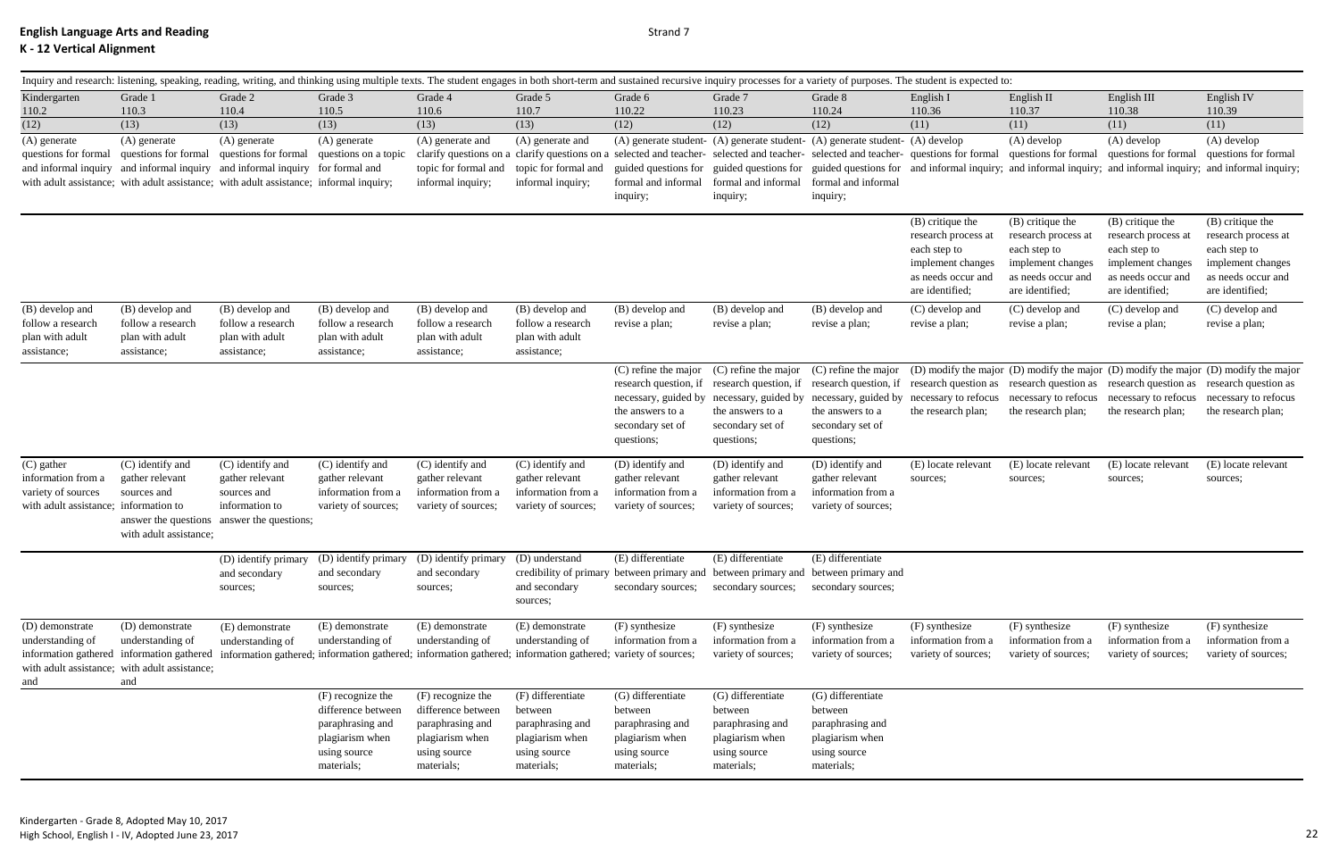**English Language Arts and Reading**
**K - 12 Vertical Alignment**

Strand 7

Inquiry and research: listening, speaking, reading, writing, and thinking using multiple texts. The student engages in both short-term and sustained recursive inquiry processes for a variety of purposes. The student is expected to:

| Kindergarten 110.2 (12) | Grade 1 110.3 (13) | Grade 2 110.4 (13) | Grade 3 110.5 (13) | Grade 4 110.6 (13) | Grade 5 110.7 (13) | Grade 6 110.22 (12) | Grade 7 110.23 (12) | Grade 8 110.24 (12) | English I 110.36 (11) | English II 110.37 (11) | English III 110.38 (11) | English IV 110.39 (11) |
|---|---|---|---|---|---|---|---|---|---|---|---|---|
| (A) generate questions for formal and informal inquiry with adult assistance; | (A) generate questions for formal and informal inquiry with adult assistance; | (A) generate questions for formal and informal inquiry with adult assistance; | (A) generate questions on a topic for formal and informal inquiry; | (A) generate and clarify questions on a topic for formal and informal inquiry; | (A) generate and clarify questions on a topic for formal and informal inquiry; | (A) generate student-selected and teacher-guided questions for formal and informal inquiry; | (A) generate student-selected and teacher-guided questions for formal and informal inquiry; | (A) generate student-selected and teacher-guided questions for formal and informal inquiry; | (A) develop questions for formal and informal inquiry; | (A) develop questions for formal and informal inquiry; | (A) develop questions for formal and informal inquiry; | (A) develop questions for formal and informal inquiry; |
| | | | | | | | | | (B) critique the research process at each step to implement changes as needs occur and are identified; | (B) critique the research process at each step to implement changes as needs occur and are identified; | (B) critique the research process at each step to implement changes as needs occur and are identified; | (B) critique the research process at each step to implement changes as needs occur and are identified; |
| (B) develop and follow a research plan with adult assistance; | (B) develop and follow a research plan with adult assistance; | (B) develop and follow a research plan with adult assistance; | (B) develop and follow a research plan with adult assistance; | (B) develop and follow a research plan with adult assistance; | (B) develop and follow a research plan with adult assistance; | (B) develop and revise a plan; | (B) develop and revise a plan; | (B) develop and revise a plan; | (C) develop and revise a plan; | (C) develop and revise a plan; | (C) develop and revise a plan; | (C) develop and revise a plan; |
| | | | | | | (C) refine the major research question, if necessary, guided by the answers to a secondary set of questions; | (C) refine the major research question, if necessary, guided by the answers to a secondary set of questions; | (C) refine the major research question, if necessary, guided by the answers to a secondary set of questions; | (D) modify the major research question as necessary to refocus the research plan; | (D) modify the major research question as necessary to refocus the research plan; | (D) modify the major research question as necessary to refocus the research plan; | (D) modify the major research question as necessary to refocus the research plan; |
| (C) gather information from a variety of sources with adult assistance; | (C) identify and gather relevant sources and information to answer the questions with adult assistance; | (C) identify and gather relevant sources and information to answer the questions; | (C) identify and gather relevant information from a variety of sources; | (C) identify and gather relevant information from a variety of sources; | (C) identify and gather relevant information from a variety of sources; | (D) identify and gather relevant information from a variety of sources; | (D) identify and gather relevant information from a variety of sources; | (D) identify and gather relevant information from a variety of sources; | (E) locate relevant sources; | (E) locate relevant sources; | (E) locate relevant sources; | (E) locate relevant sources; |
| | | (D) identify primary and secondary sources; | (D) identify primary and secondary sources; | (D) identify primary and secondary sources; | (D) understand credibility of primary and secondary sources; | (E) differentiate between primary and secondary sources; | (E) differentiate between primary and secondary sources; | (E) differentiate between primary and secondary sources; | | | | |
| (D) demonstrate understanding of information gathered with adult assistance; and | (D) demonstrate understanding of information gathered with adult assistance; and | (E) demonstrate understanding of information gathered; | (E) demonstrate understanding of information gathered; | (E) demonstrate understanding of information gathered; | (E) demonstrate understanding of information gathered; | (F) synthesize information from a variety of sources; | (F) synthesize information from a variety of sources; | (F) synthesize information from a variety of sources; | (F) synthesize information from a variety of sources; | (F) synthesize information from a variety of sources; | (F) synthesize information from a variety of sources; | (F) synthesize information from a variety of sources; |
| | | | (F) recognize the difference between paraphrasing and plagiarism when using source materials; | (F) recognize the difference between paraphrasing and plagiarism when using source materials; | (F) differentiate between paraphrasing and plagiarism when using source materials; | (G) differentiate between paraphrasing and plagiarism when using source materials; | (G) differentiate between paraphrasing and plagiarism when using source materials; | (G) differentiate between paraphrasing and plagiarism when using source materials; | | | | |

Kindergarten - Grade 8, Adopted May 10, 2017
High School, English I - IV, Adopted June 23, 2017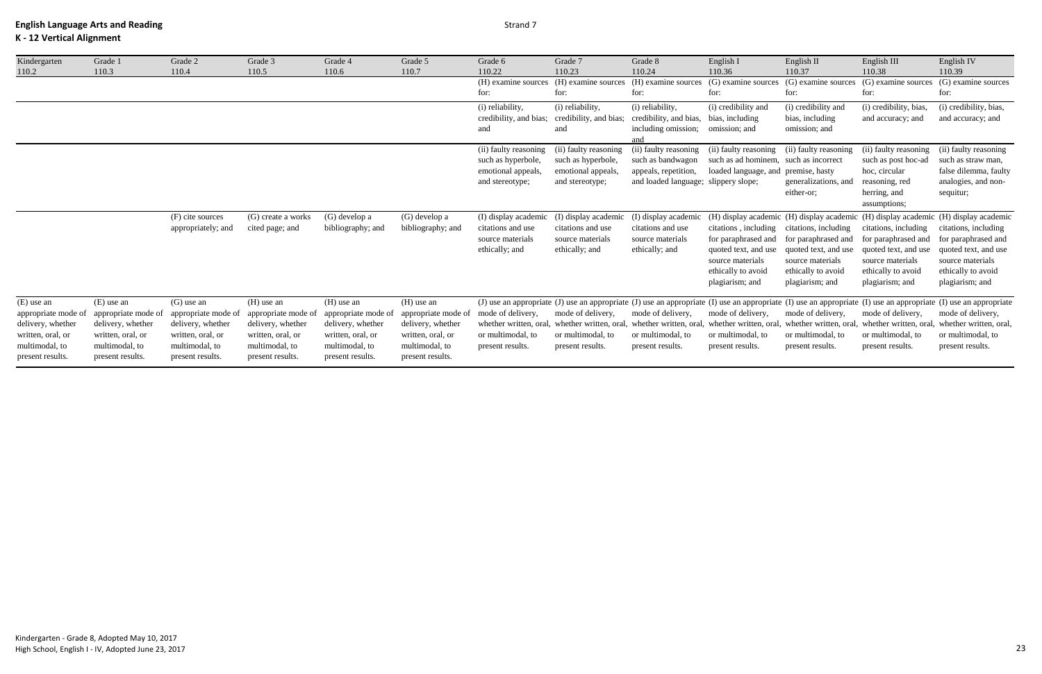**English Language Arts and Reading**
**K - 12 Vertical Alignment**

Strand 7

| Kindergarten 110.2 | Grade 1 110.3 | Grade 2 110.4 | Grade 3 110.5 | Grade 4 110.6 | Grade 5 110.7 | Grade 6 110.22 | Grade 7 110.23 | Grade 8 110.24 | English I 110.36 | English II 110.37 | English III 110.38 | English IV 110.39 |
|---|---|---|---|---|---|---|---|---|---|---|---|---|
| | | | | | | (H) examine sources for: | (H) examine sources for: | (H) examine sources for: | (G) examine sources for: | (G) examine sources for: | (G) examine sources for: | (G) examine sources for: |
| | | | | | | (i) reliability, credibility, and bias; and | (i) reliability, credibility, and bias; and | (i) reliability, credibility, and bias, including omission; and | (i) credibility and bias, including omission; and | (i) credibility and bias, including omission; and | (i) credibility, bias, and accuracy; and | (i) credibility, bias, and accuracy; and |
| | | | | | | (ii) faulty reasoning such as hyperbole, emotional appeals, and stereotype; | (ii) faulty reasoning such as hyperbole, emotional appeals, and stereotype; | (ii) faulty reasoning such as bandwagon appeals, repetition, and loaded language; | (ii) faulty reasoning such as ad hominem, loaded language, and slippery slope; | (ii) faulty reasoning such as incorrect premise, hasty generalizations, and either-or; | (ii) faulty reasoning such as post hoc-ad hoc, circular reasoning, red herring, and assumptions; | (ii) faulty reasoning such as straw man, false dilemma, faulty analogies, and non-sequitur; |
| | | (F) cite sources appropriately; and | (G) create a works cited page; and | (G) develop a bibliography; and | (G) develop a bibliography; and | (I) display academic citations and use source materials ethically; and | (I) display academic citations and use source materials ethically; and | (I) display academic citations and use source materials ethically; and | (H) display academic citations , including for paraphrased and quoted text, and use source materials ethically to avoid plagiarism; and | (H) display academic citations, including for paraphrased and quoted text, and use source materials ethically to avoid plagiarism; and | (H) display academic citations, including for paraphrased and quoted text, and use source materials ethically to avoid plagiarism; and | (H) display academic citations, including for paraphrased and quoted text, and use source materials ethically to avoid plagiarism; and |
| (E) use an appropriate mode of delivery, whether written, oral, or multimodal, to present results. | (E) use an appropriate mode of delivery, whether written, oral, or multimodal, to present results. | (G) use an appropriate mode of delivery, whether written, oral, or multimodal, to present results. | (H) use an appropriate mode of delivery, whether written, oral, or multimodal, to present results. | (H) use an appropriate mode of delivery, whether written, oral, or multimodal, to present results. | (H) use an appropriate mode of delivery, whether written, oral, or multimodal, to present results. | (J) use an appropriate mode of delivery, whether written, oral, or multimodal, to present results. | (J) use an appropriate mode of delivery, whether written, oral, or multimodal, to present results. | (J) use an appropriate mode of delivery, whether written, oral, or multimodal, to present results. | (I) use an appropriate mode of delivery, whether written, oral, or multimodal, to present results. | (I) use an appropriate mode of delivery, whether written, oral, or multimodal, to present results. | (I) use an appropriate mode of delivery, whether written, oral, or multimodal, to present results. | (I) use an appropriate mode of delivery, whether written, oral, or multimodal, to present results. |

Kindergarten - Grade 8, Adopted May 10, 2017
High School, English I - IV, Adopted June 23, 2017